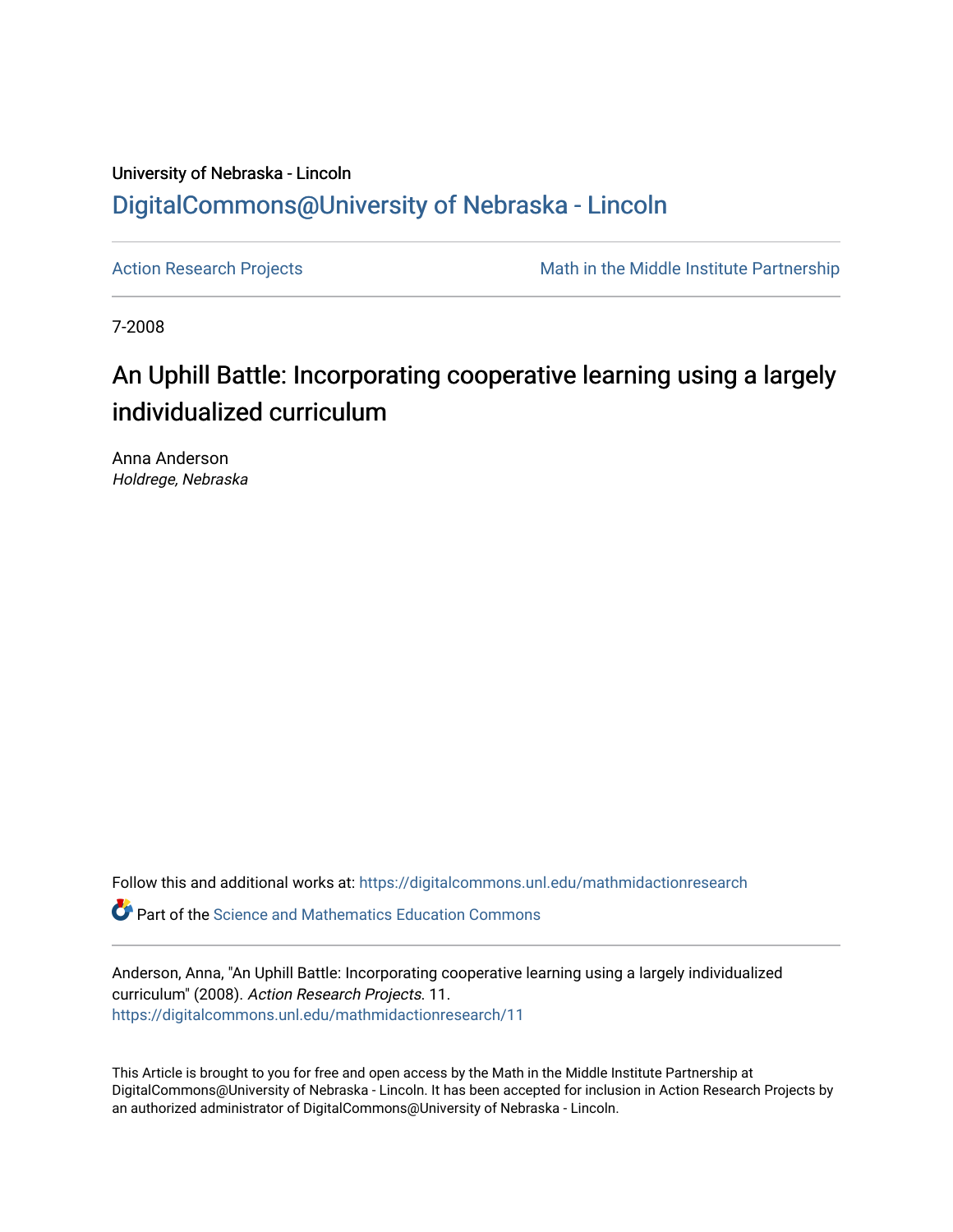University of Nebraska - Lincoln

## DigitalCommons@University of Nebraska - Lincoln

Action Research Projects

Math in the Middle Institute Partnership

7-2008

# An Uphill Battle: Incorporating cooperative learning using a largely individualized curriculum

Anna Anderson
*Holdrege, Nebraska*

Follow this and additional works at: https://digitalcommons.unl.edu/mathmidactionresearch

Part of the Science and Mathematics Education Commons

Anderson, Anna, "An Uphill Battle: Incorporating cooperative learning using a largely individualized curriculum" (2008). *Action Research Projects*. 11.
https://digitalcommons.unl.edu/mathmidactionresearch/11

This Article is brought to you for free and open access by the Math in the Middle Institute Partnership at DigitalCommons@University of Nebraska - Lincoln. It has been accepted for inclusion in Action Research Projects by an authorized administrator of DigitalCommons@University of Nebraska - Lincoln.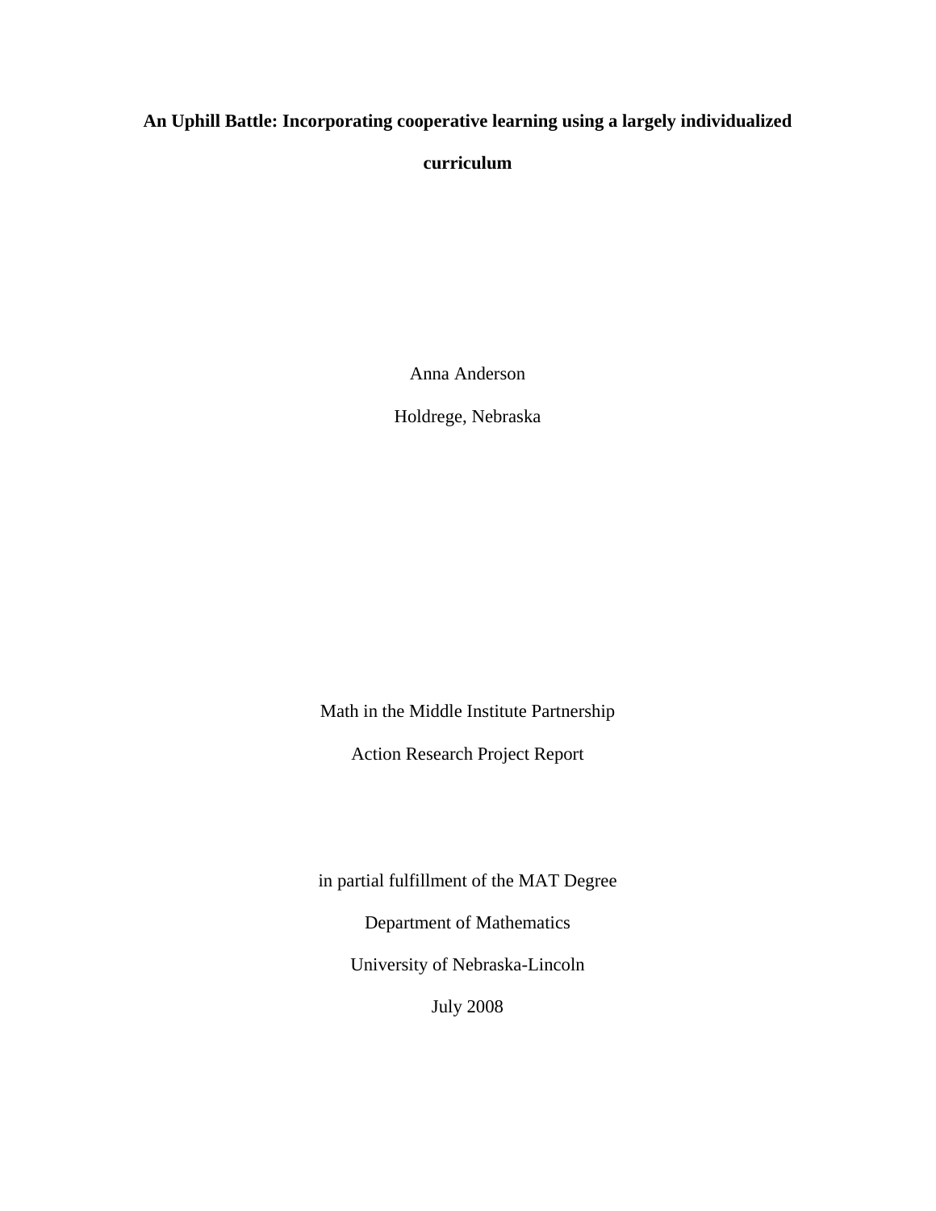**An Uphill Battle: Incorporating cooperative learning using a largely individualized curriculum**

Anna Anderson

Holdrege, Nebraska

Math in the Middle Institute Partnership

Action Research Project Report

in partial fulfillment of the MAT Degree

Department of Mathematics

University of Nebraska-Lincoln

July 2008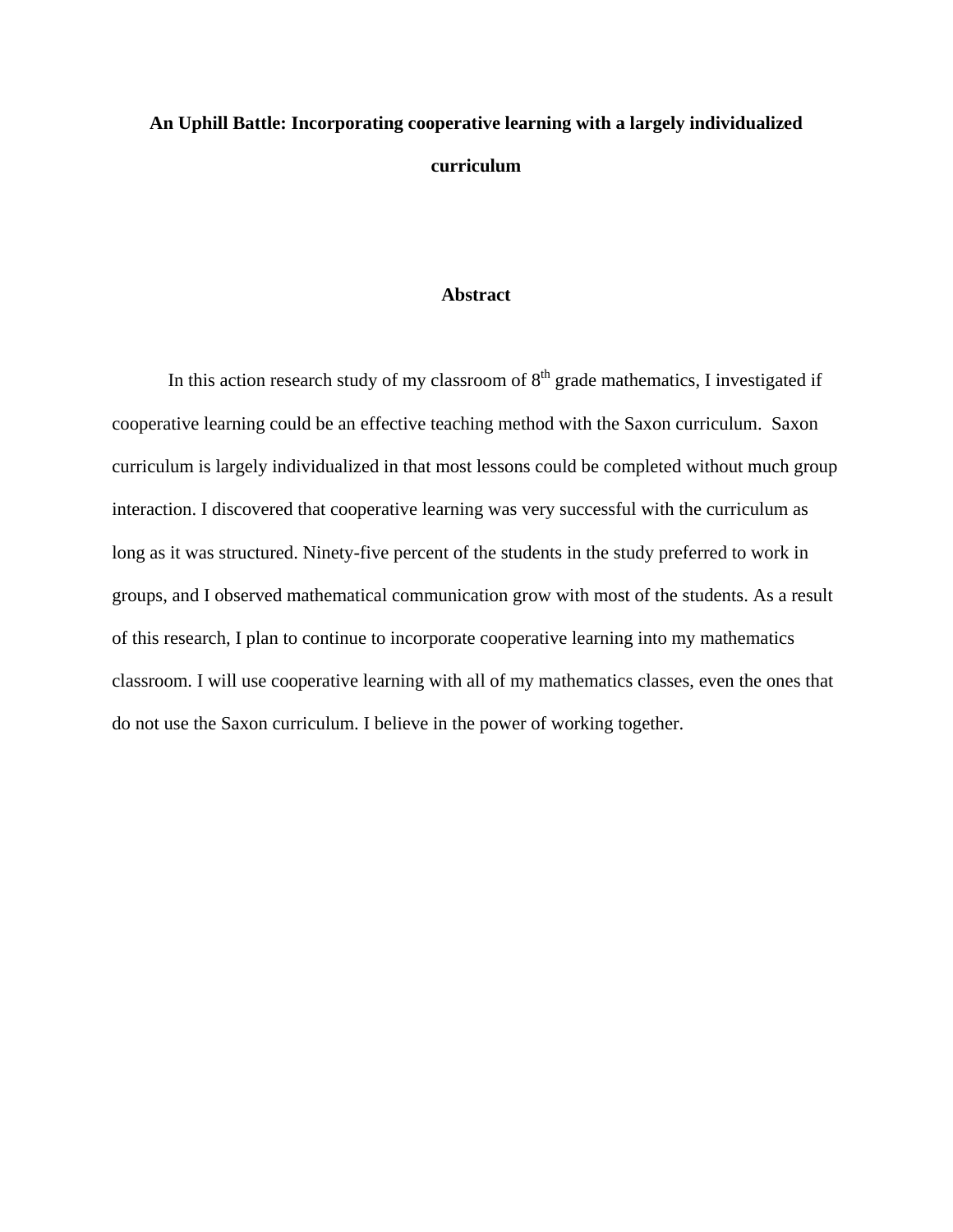# An Uphill Battle: Incorporating cooperative learning with a largely individualized curriculum

## Abstract

In this action research study of my classroom of 8th grade mathematics, I investigated if cooperative learning could be an effective teaching method with the Saxon curriculum. Saxon curriculum is largely individualized in that most lessons could be completed without much group interaction. I discovered that cooperative learning was very successful with the curriculum as long as it was structured. Ninety-five percent of the students in the study preferred to work in groups, and I observed mathematical communication grow with most of the students. As a result of this research, I plan to continue to incorporate cooperative learning into my mathematics classroom. I will use cooperative learning with all of my mathematics classes, even the ones that do not use the Saxon curriculum. I believe in the power of working together.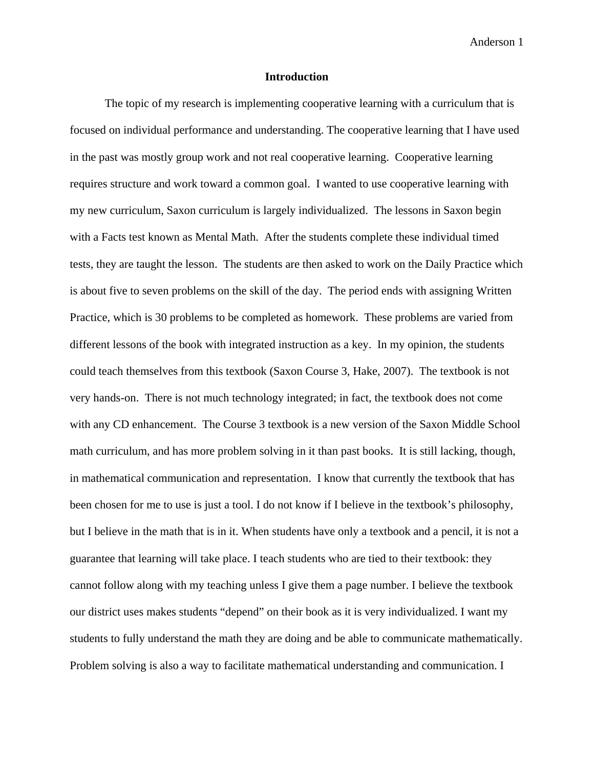## Introduction

The topic of my research is implementing cooperative learning with a curriculum that is focused on individual performance and understanding. The cooperative learning that I have used in the past was mostly group work and not real cooperative learning. Cooperative learning requires structure and work toward a common goal. I wanted to use cooperative learning with my new curriculum, Saxon curriculum is largely individualized. The lessons in Saxon begin with a Facts test known as Mental Math. After the students complete these individual timed tests, they are taught the lesson. The students are then asked to work on the Daily Practice which is about five to seven problems on the skill of the day. The period ends with assigning Written Practice, which is 30 problems to be completed as homework. These problems are varied from different lessons of the book with integrated instruction as a key. In my opinion, the students could teach themselves from this textbook (Saxon Course 3, Hake, 2007). The textbook is not very hands-on. There is not much technology integrated; in fact, the textbook does not come with any CD enhancement. The Course 3 textbook is a new version of the Saxon Middle School math curriculum, and has more problem solving in it than past books. It is still lacking, though, in mathematical communication and representation. I know that currently the textbook that has been chosen for me to use is just a tool. I do not know if I believe in the textbook's philosophy, but I believe in the math that is in it. When students have only a textbook and a pencil, it is not a guarantee that learning will take place. I teach students who are tied to their textbook: they cannot follow along with my teaching unless I give them a page number. I believe the textbook our district uses makes students "depend" on their book as it is very individualized. I want my students to fully understand the math they are doing and be able to communicate mathematically. Problem solving is also a way to facilitate mathematical understanding and communication. I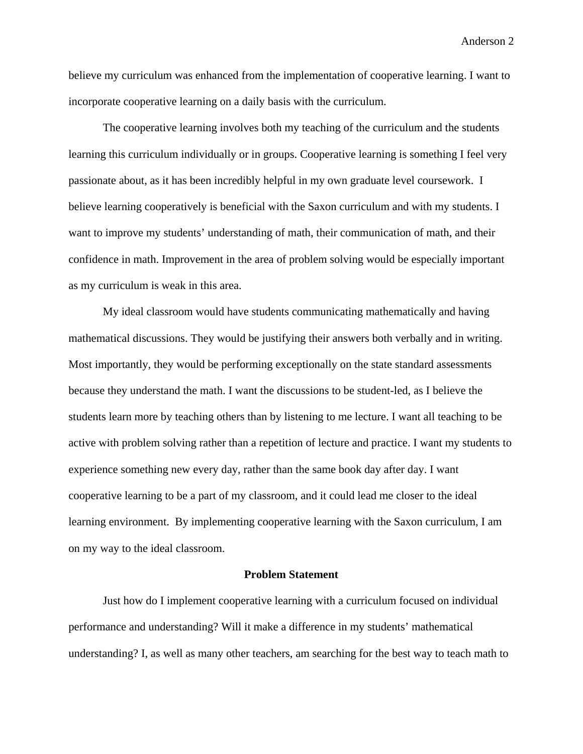believe my curriculum was enhanced from the implementation of cooperative learning. I want to incorporate cooperative learning on a daily basis with the curriculum.

The cooperative learning involves both my teaching of the curriculum and the students learning this curriculum individually or in groups. Cooperative learning is something I feel very passionate about, as it has been incredibly helpful in my own graduate level coursework. I believe learning cooperatively is beneficial with the Saxon curriculum and with my students. I want to improve my students' understanding of math, their communication of math, and their confidence in math. Improvement in the area of problem solving would be especially important as my curriculum is weak in this area.

My ideal classroom would have students communicating mathematically and having mathematical discussions. They would be justifying their answers both verbally and in writing. Most importantly, they would be performing exceptionally on the state standard assessments because they understand the math. I want the discussions to be student-led, as I believe the students learn more by teaching others than by listening to me lecture. I want all teaching to be active with problem solving rather than a repetition of lecture and practice. I want my students to experience something new every day, rather than the same book day after day. I want cooperative learning to be a part of my classroom, and it could lead me closer to the ideal learning environment. By implementing cooperative learning with the Saxon curriculum, I am on my way to the ideal classroom.

## Problem Statement

Just how do I implement cooperative learning with a curriculum focused on individual performance and understanding? Will it make a difference in my students' mathematical understanding? I, as well as many other teachers, am searching for the best way to teach math to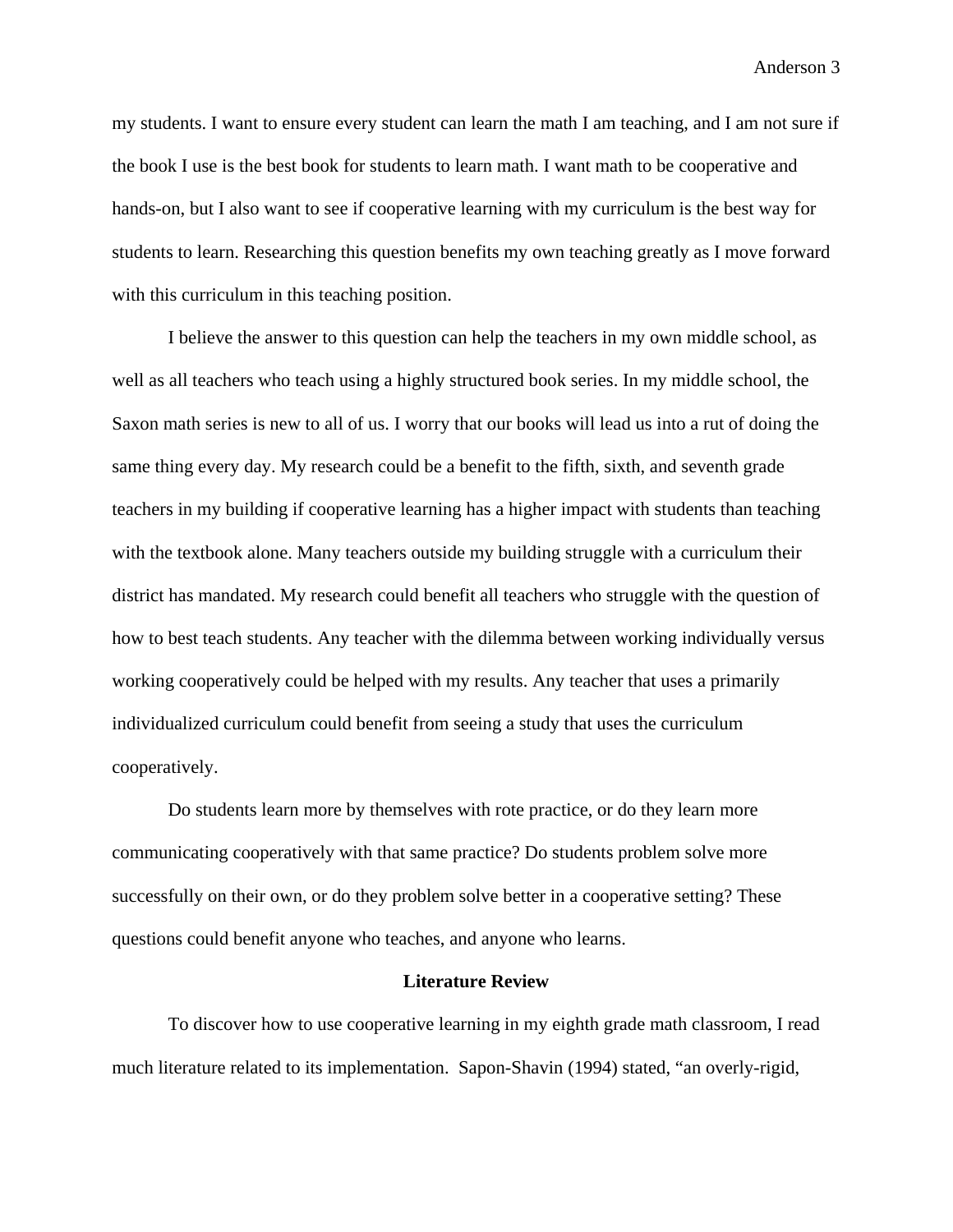my students. I want to ensure every student can learn the math I am teaching, and I am not sure if the book I use is the best book for students to learn math. I want math to be cooperative and hands-on, but I also want to see if cooperative learning with my curriculum is the best way for students to learn. Researching this question benefits my own teaching greatly as I move forward with this curriculum in this teaching position.

I believe the answer to this question can help the teachers in my own middle school, as well as all teachers who teach using a highly structured book series. In my middle school, the Saxon math series is new to all of us. I worry that our books will lead us into a rut of doing the same thing every day. My research could be a benefit to the fifth, sixth, and seventh grade teachers in my building if cooperative learning has a higher impact with students than teaching with the textbook alone. Many teachers outside my building struggle with a curriculum their district has mandated. My research could benefit all teachers who struggle with the question of how to best teach students. Any teacher with the dilemma between working individually versus working cooperatively could be helped with my results. Any teacher that uses a primarily individualized curriculum could benefit from seeing a study that uses the curriculum cooperatively.

Do students learn more by themselves with rote practice, or do they learn more communicating cooperatively with that same practice? Do students problem solve more successfully on their own, or do they problem solve better in a cooperative setting? These questions could benefit anyone who teaches, and anyone who learns.

## Literature Review

To discover how to use cooperative learning in my eighth grade math classroom, I read much literature related to its implementation. Sapon-Shavin (1994) stated, "an overly-rigid,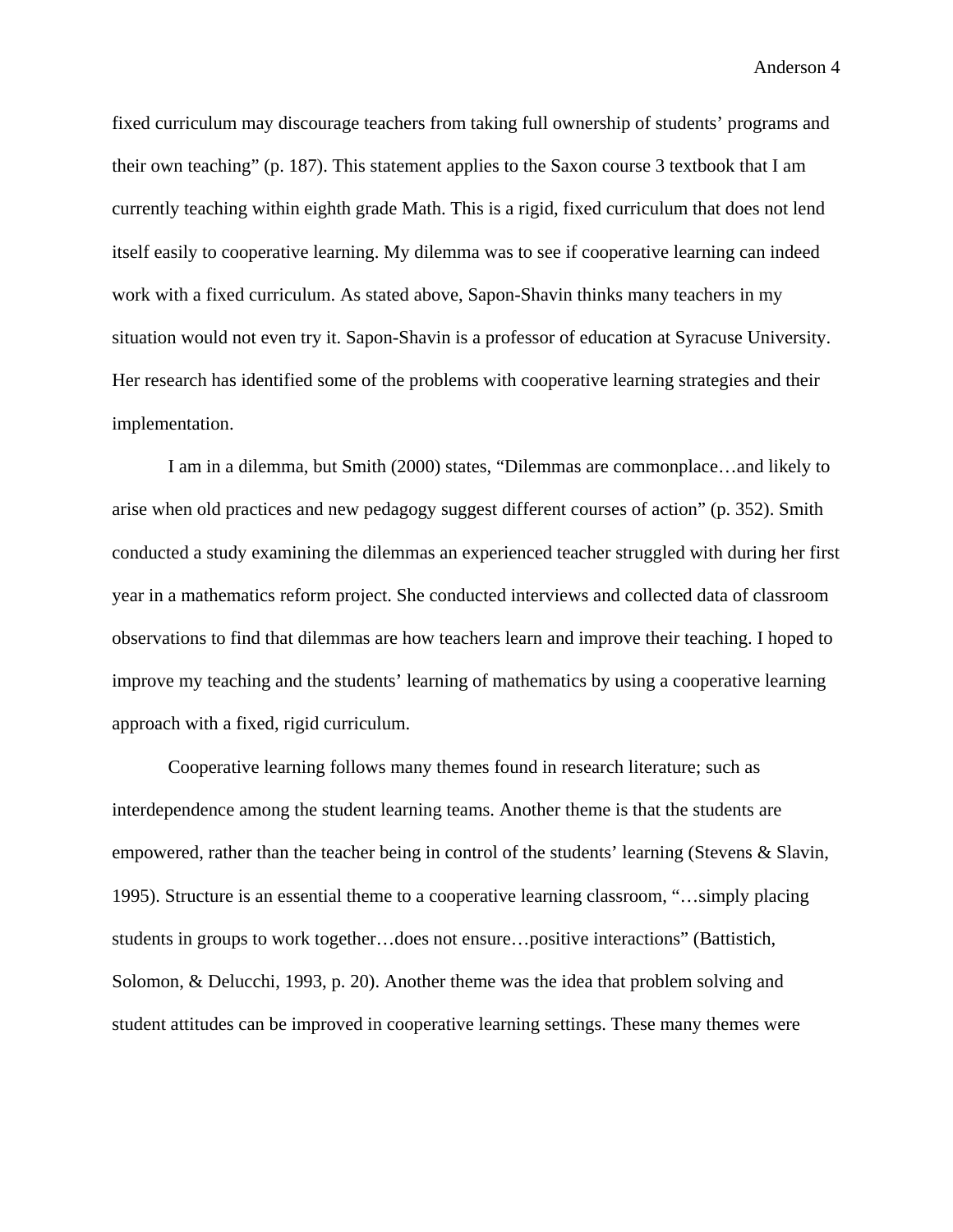fixed curriculum may discourage teachers from taking full ownership of students' programs and their own teaching" (p. 187). This statement applies to the Saxon course 3 textbook that I am currently teaching within eighth grade Math. This is a rigid, fixed curriculum that does not lend itself easily to cooperative learning. My dilemma was to see if cooperative learning can indeed work with a fixed curriculum. As stated above, Sapon-Shavin thinks many teachers in my situation would not even try it. Sapon-Shavin is a professor of education at Syracuse University. Her research has identified some of the problems with cooperative learning strategies and their implementation.

I am in a dilemma, but Smith (2000) states, "Dilemmas are commonplace…and likely to arise when old practices and new pedagogy suggest different courses of action" (p. 352). Smith conducted a study examining the dilemmas an experienced teacher struggled with during her first year in a mathematics reform project. She conducted interviews and collected data of classroom observations to find that dilemmas are how teachers learn and improve their teaching. I hoped to improve my teaching and the students' learning of mathematics by using a cooperative learning approach with a fixed, rigid curriculum.

Cooperative learning follows many themes found in research literature; such as interdependence among the student learning teams. Another theme is that the students are empowered, rather than the teacher being in control of the students' learning (Stevens & Slavin, 1995). Structure is an essential theme to a cooperative learning classroom, "…simply placing students in groups to work together…does not ensure…positive interactions" (Battistich, Solomon, & Delucchi, 1993, p. 20). Another theme was the idea that problem solving and student attitudes can be improved in cooperative learning settings. These many themes were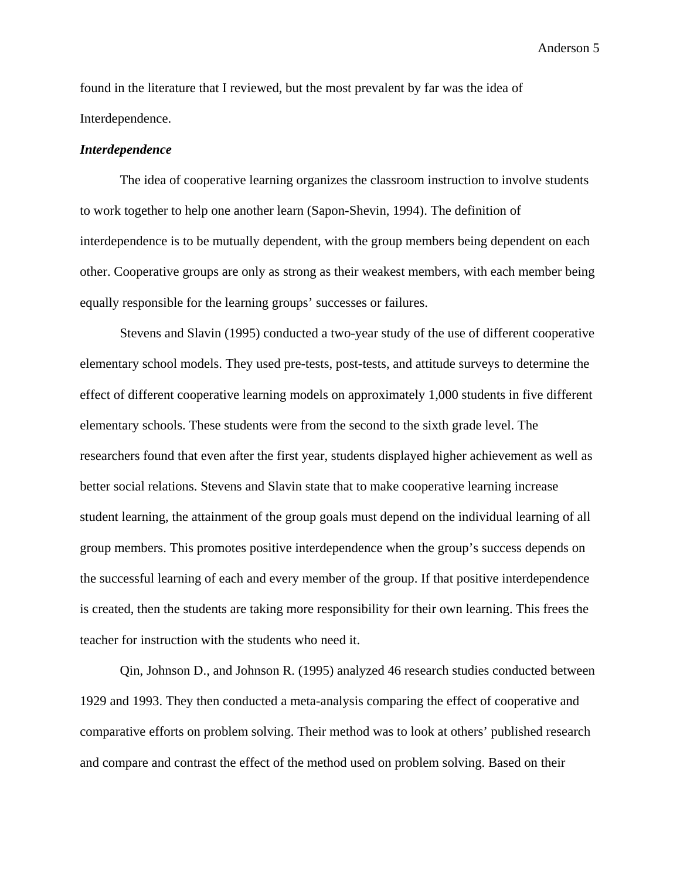found in the literature that I reviewed, but the most prevalent by far was the idea of Interdependence.

### ***Interdependence***

The idea of cooperative learning organizes the classroom instruction to involve students to work together to help one another learn (Sapon-Shevin, 1994). The definition of interdependence is to be mutually dependent, with the group members being dependent on each other. Cooperative groups are only as strong as their weakest members, with each member being equally responsible for the learning groups' successes or failures.

Stevens and Slavin (1995) conducted a two-year study of the use of different cooperative elementary school models. They used pre-tests, post-tests, and attitude surveys to determine the effect of different cooperative learning models on approximately 1,000 students in five different elementary schools. These students were from the second to the sixth grade level. The researchers found that even after the first year, students displayed higher achievement as well as better social relations. Stevens and Slavin state that to make cooperative learning increase student learning, the attainment of the group goals must depend on the individual learning of all group members. This promotes positive interdependence when the group's success depends on the successful learning of each and every member of the group. If that positive interdependence is created, then the students are taking more responsibility for their own learning. This frees the teacher for instruction with the students who need it.

Qin, Johnson D., and Johnson R. (1995) analyzed 46 research studies conducted between 1929 and 1993. They then conducted a meta-analysis comparing the effect of cooperative and comparative efforts on problem solving. Their method was to look at others' published research and compare and contrast the effect of the method used on problem solving. Based on their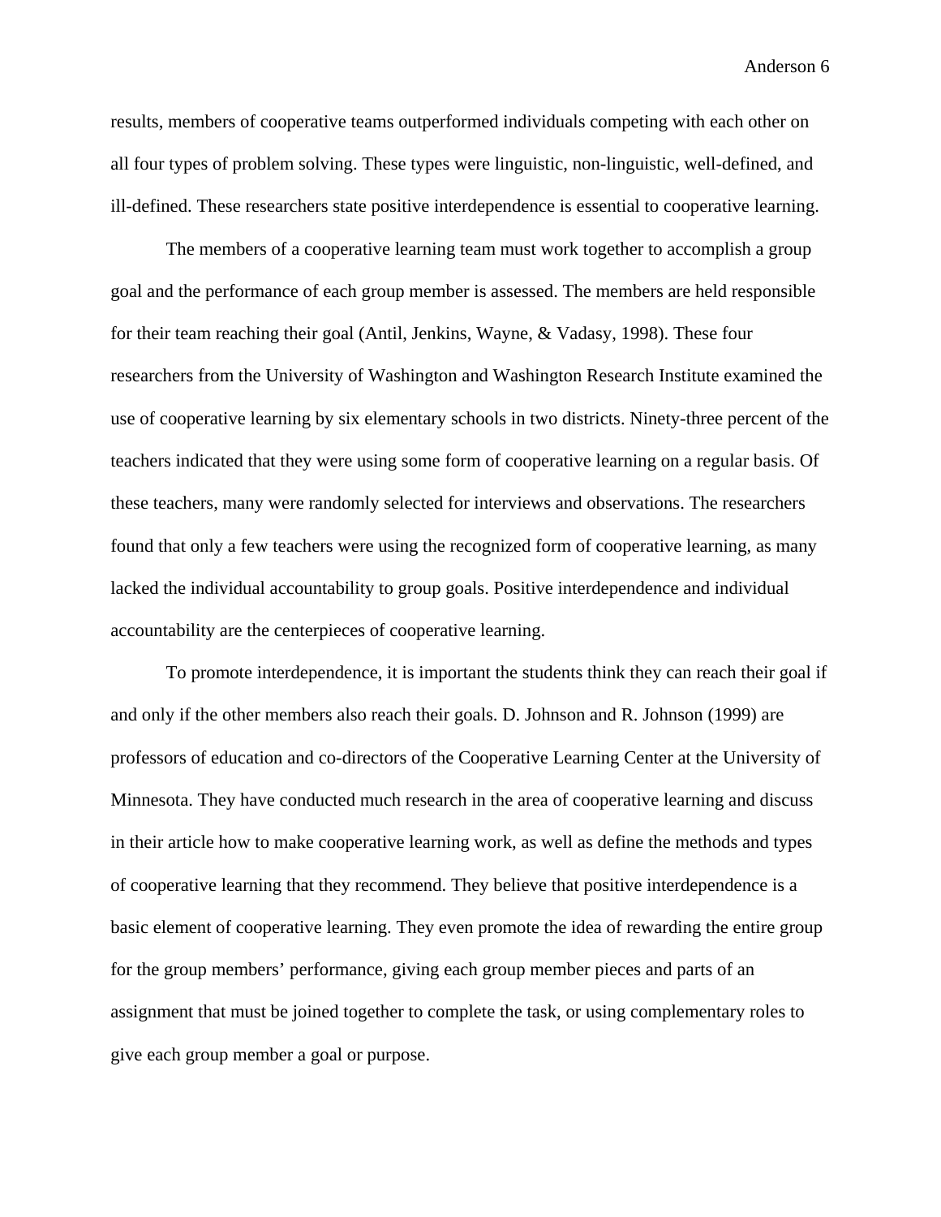results, members of cooperative teams outperformed individuals competing with each other on all four types of problem solving. These types were linguistic, non-linguistic, well-defined, and ill-defined. These researchers state positive interdependence is essential to cooperative learning.

The members of a cooperative learning team must work together to accomplish a group goal and the performance of each group member is assessed. The members are held responsible for their team reaching their goal (Antil, Jenkins, Wayne, & Vadasy, 1998). These four researchers from the University of Washington and Washington Research Institute examined the use of cooperative learning by six elementary schools in two districts. Ninety-three percent of the teachers indicated that they were using some form of cooperative learning on a regular basis. Of these teachers, many were randomly selected for interviews and observations. The researchers found that only a few teachers were using the recognized form of cooperative learning, as many lacked the individual accountability to group goals. Positive interdependence and individual accountability are the centerpieces of cooperative learning.

To promote interdependence, it is important the students think they can reach their goal if and only if the other members also reach their goals. D. Johnson and R. Johnson (1999) are professors of education and co-directors of the Cooperative Learning Center at the University of Minnesota. They have conducted much research in the area of cooperative learning and discuss in their article how to make cooperative learning work, as well as define the methods and types of cooperative learning that they recommend. They believe that positive interdependence is a basic element of cooperative learning. They even promote the idea of rewarding the entire group for the group members' performance, giving each group member pieces and parts of an assignment that must be joined together to complete the task, or using complementary roles to give each group member a goal or purpose.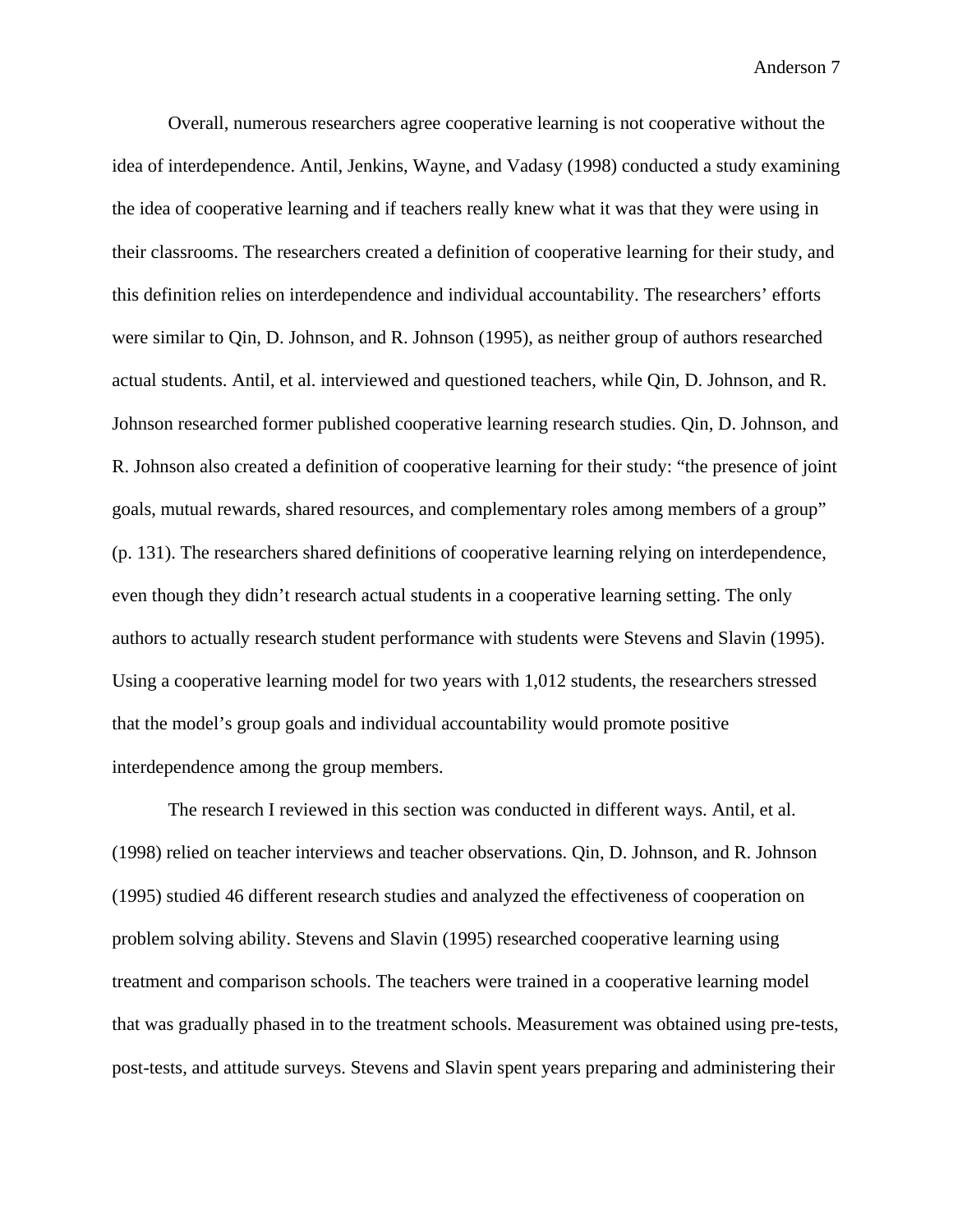Overall, numerous researchers agree cooperative learning is not cooperative without the idea of interdependence. Antil, Jenkins, Wayne, and Vadasy (1998) conducted a study examining the idea of cooperative learning and if teachers really knew what it was that they were using in their classrooms. The researchers created a definition of cooperative learning for their study, and this definition relies on interdependence and individual accountability. The researchers' efforts were similar to Qin, D. Johnson, and R. Johnson (1995), as neither group of authors researched actual students. Antil, et al. interviewed and questioned teachers, while Qin, D. Johnson, and R. Johnson researched former published cooperative learning research studies. Qin, D. Johnson, and R. Johnson also created a definition of cooperative learning for their study: "the presence of joint goals, mutual rewards, shared resources, and complementary roles among members of a group" (p. 131). The researchers shared definitions of cooperative learning relying on interdependence, even though they didn't research actual students in a cooperative learning setting. The only authors to actually research student performance with students were Stevens and Slavin (1995). Using a cooperative learning model for two years with 1,012 students, the researchers stressed that the model's group goals and individual accountability would promote positive interdependence among the group members.

The research I reviewed in this section was conducted in different ways. Antil, et al. (1998) relied on teacher interviews and teacher observations. Qin, D. Johnson, and R. Johnson (1995) studied 46 different research studies and analyzed the effectiveness of cooperation on problem solving ability. Stevens and Slavin (1995) researched cooperative learning using treatment and comparison schools. The teachers were trained in a cooperative learning model that was gradually phased in to the treatment schools. Measurement was obtained using pre-tests, post-tests, and attitude surveys. Stevens and Slavin spent years preparing and administering their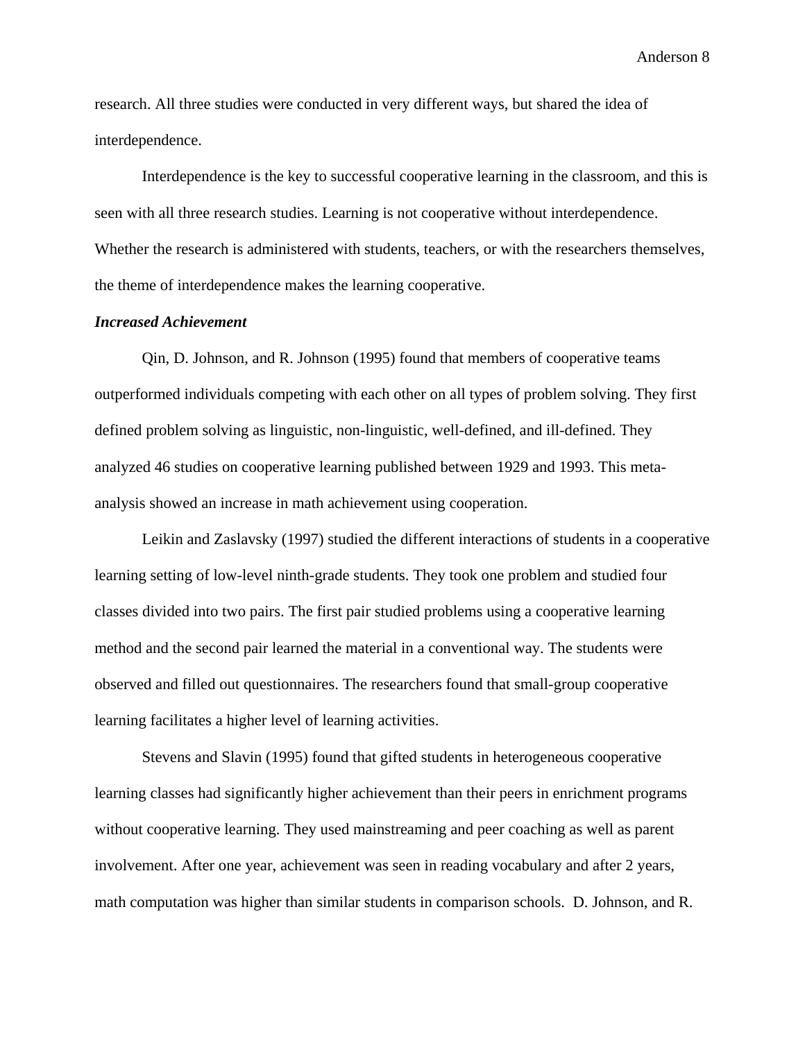research. All three studies were conducted in very different ways, but shared the idea of interdependence.

Interdependence is the key to successful cooperative learning in the classroom, and this is seen with all three research studies. Learning is not cooperative without interdependence. Whether the research is administered with students, teachers, or with the researchers themselves, the theme of interdependence makes the learning cooperative.

***Increased Achievement***

Qin, D. Johnson, and R. Johnson (1995) found that members of cooperative teams outperformed individuals competing with each other on all types of problem solving. They first defined problem solving as linguistic, non-linguistic, well-defined, and ill-defined. They analyzed 46 studies on cooperative learning published between 1929 and 1993. This meta-analysis showed an increase in math achievement using cooperation.

Leikin and Zaslavsky (1997) studied the different interactions of students in a cooperative learning setting of low-level ninth-grade students. They took one problem and studied four classes divided into two pairs. The first pair studied problems using a cooperative learning method and the second pair learned the material in a conventional way. The students were observed and filled out questionnaires. The researchers found that small-group cooperative learning facilitates a higher level of learning activities.

Stevens and Slavin (1995) found that gifted students in heterogeneous cooperative learning classes had significantly higher achievement than their peers in enrichment programs without cooperative learning. They used mainstreaming and peer coaching as well as parent involvement. After one year, achievement was seen in reading vocabulary and after 2 years, math computation was higher than similar students in comparison schools. D. Johnson, and R.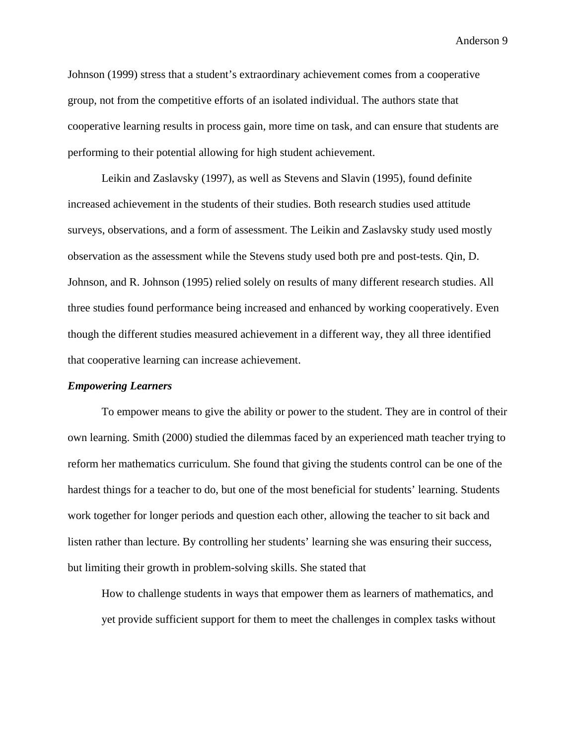Johnson (1999) stress that a student's extraordinary achievement comes from a cooperative group, not from the competitive efforts of an isolated individual. The authors state that cooperative learning results in process gain, more time on task, and can ensure that students are performing to their potential allowing for high student achievement.

Leikin and Zaslavsky (1997), as well as Stevens and Slavin (1995), found definite increased achievement in the students of their studies. Both research studies used attitude surveys, observations, and a form of assessment. The Leikin and Zaslavsky study used mostly observation as the assessment while the Stevens study used both pre and post-tests. Qin, D. Johnson, and R. Johnson (1995) relied solely on results of many different research studies. All three studies found performance being increased and enhanced by working cooperatively. Even though the different studies measured achievement in a different way, they all three identified that cooperative learning can increase achievement.

***Empowering Learners***

To empower means to give the ability or power to the student. They are in control of their own learning. Smith (2000) studied the dilemmas faced by an experienced math teacher trying to reform her mathematics curriculum. She found that giving the students control can be one of the hardest things for a teacher to do, but one of the most beneficial for students' learning. Students work together for longer periods and question each other, allowing the teacher to sit back and listen rather than lecture. By controlling her students' learning she was ensuring their success, but limiting their growth in problem-solving skills. She stated that

> How to challenge students in ways that empower them as learners of mathematics, and yet provide sufficient support for them to meet the challenges in complex tasks without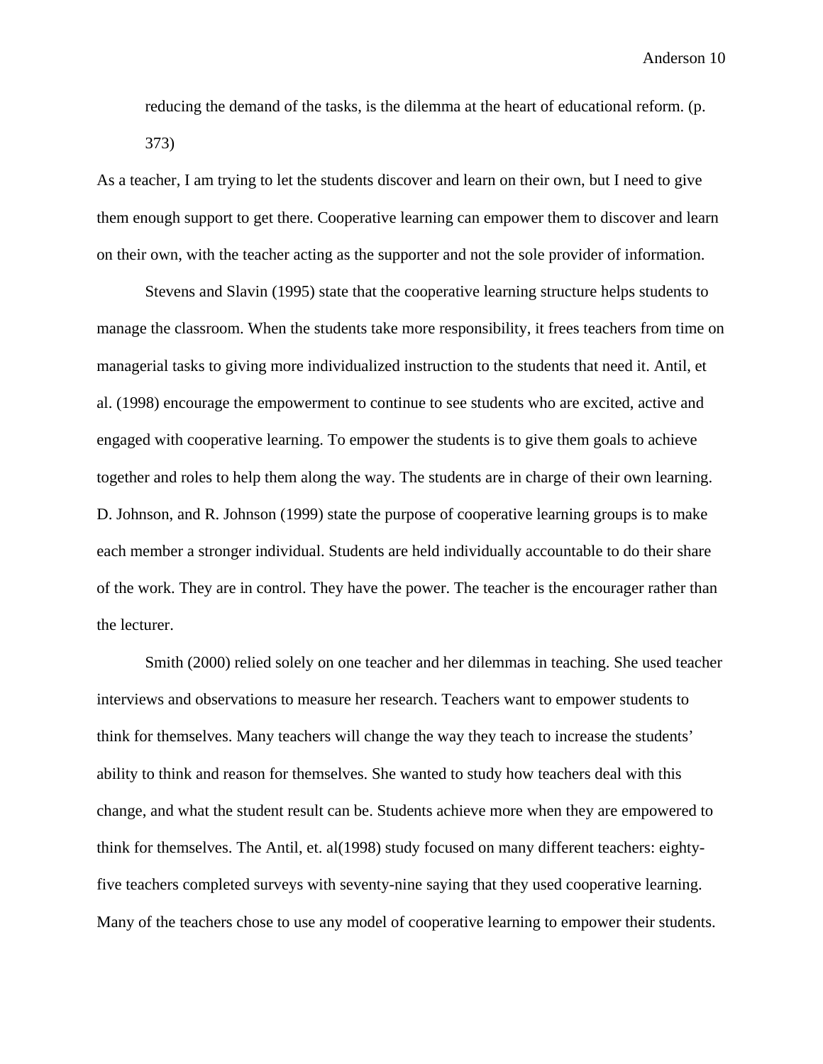> reducing the demand of the tasks, is the dilemma at the heart of educational reform. (p. 373)

As a teacher, I am trying to let the students discover and learn on their own, but I need to give them enough support to get there. Cooperative learning can empower them to discover and learn on their own, with the teacher acting as the supporter and not the sole provider of information.

Stevens and Slavin (1995) state that the cooperative learning structure helps students to manage the classroom. When the students take more responsibility, it frees teachers from time on managerial tasks to giving more individualized instruction to the students that need it. Antil, et al. (1998) encourage the empowerment to continue to see students who are excited, active and engaged with cooperative learning. To empower the students is to give them goals to achieve together and roles to help them along the way. The students are in charge of their own learning. D. Johnson, and R. Johnson (1999) state the purpose of cooperative learning groups is to make each member a stronger individual. Students are held individually accountable to do their share of the work. They are in control. They have the power. The teacher is the encourager rather than the lecturer.

Smith (2000) relied solely on one teacher and her dilemmas in teaching. She used teacher interviews and observations to measure her research. Teachers want to empower students to think for themselves. Many teachers will change the way they teach to increase the students' ability to think and reason for themselves. She wanted to study how teachers deal with this change, and what the student result can be. Students achieve more when they are empowered to think for themselves. The Antil, et. al(1998) study focused on many different teachers: eighty-five teachers completed surveys with seventy-nine saying that they used cooperative learning. Many of the teachers chose to use any model of cooperative learning to empower their students.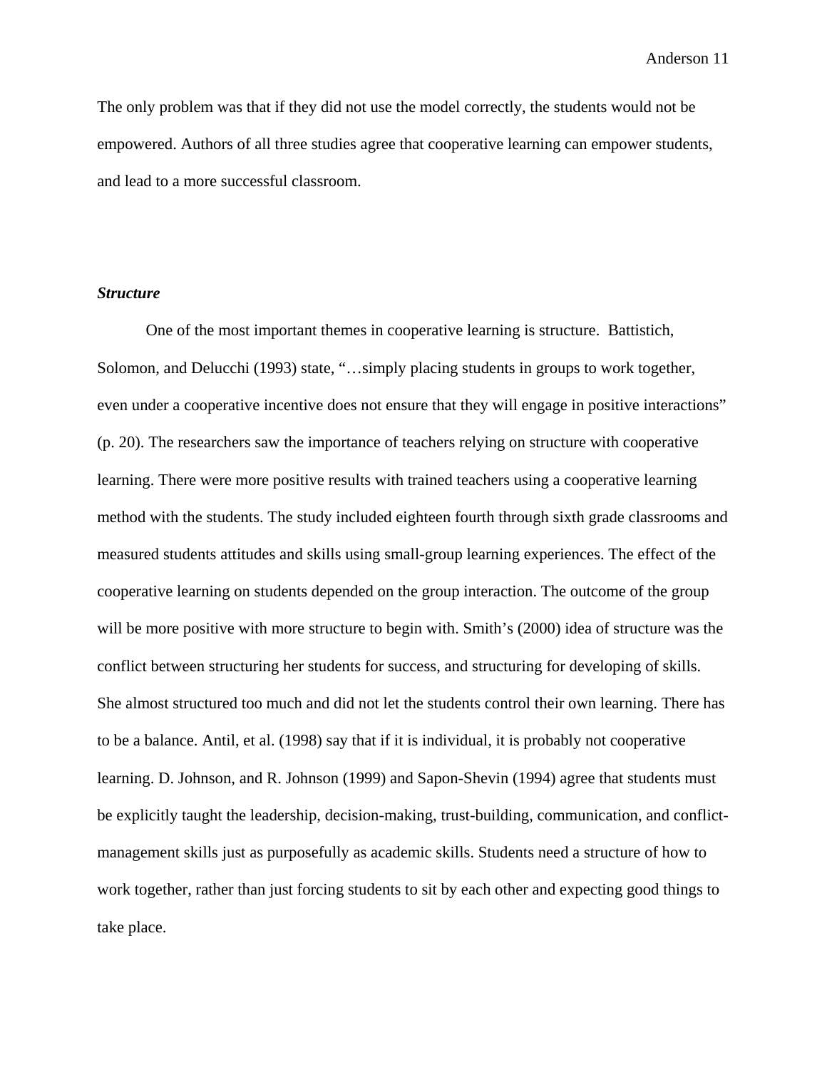The only problem was that if they did not use the model correctly, the students would not be empowered. Authors of all three studies agree that cooperative learning can empower students, and lead to a more successful classroom.

***Structure***

One of the most important themes in cooperative learning is structure. Battistich, Solomon, and Delucchi (1993) state, "…simply placing students in groups to work together, even under a cooperative incentive does not ensure that they will engage in positive interactions" (p. 20). The researchers saw the importance of teachers relying on structure with cooperative learning. There were more positive results with trained teachers using a cooperative learning method with the students. The study included eighteen fourth through sixth grade classrooms and measured students attitudes and skills using small-group learning experiences. The effect of the cooperative learning on students depended on the group interaction. The outcome of the group will be more positive with more structure to begin with. Smith's (2000) idea of structure was the conflict between structuring her students for success, and structuring for developing of skills. She almost structured too much and did not let the students control their own learning. There has to be a balance. Antil, et al. (1998) say that if it is individual, it is probably not cooperative learning. D. Johnson, and R. Johnson (1999) and Sapon-Shevin (1994) agree that students must be explicitly taught the leadership, decision-making, trust-building, communication, and conflict-management skills just as purposefully as academic skills. Students need a structure of how to work together, rather than just forcing students to sit by each other and expecting good things to take place.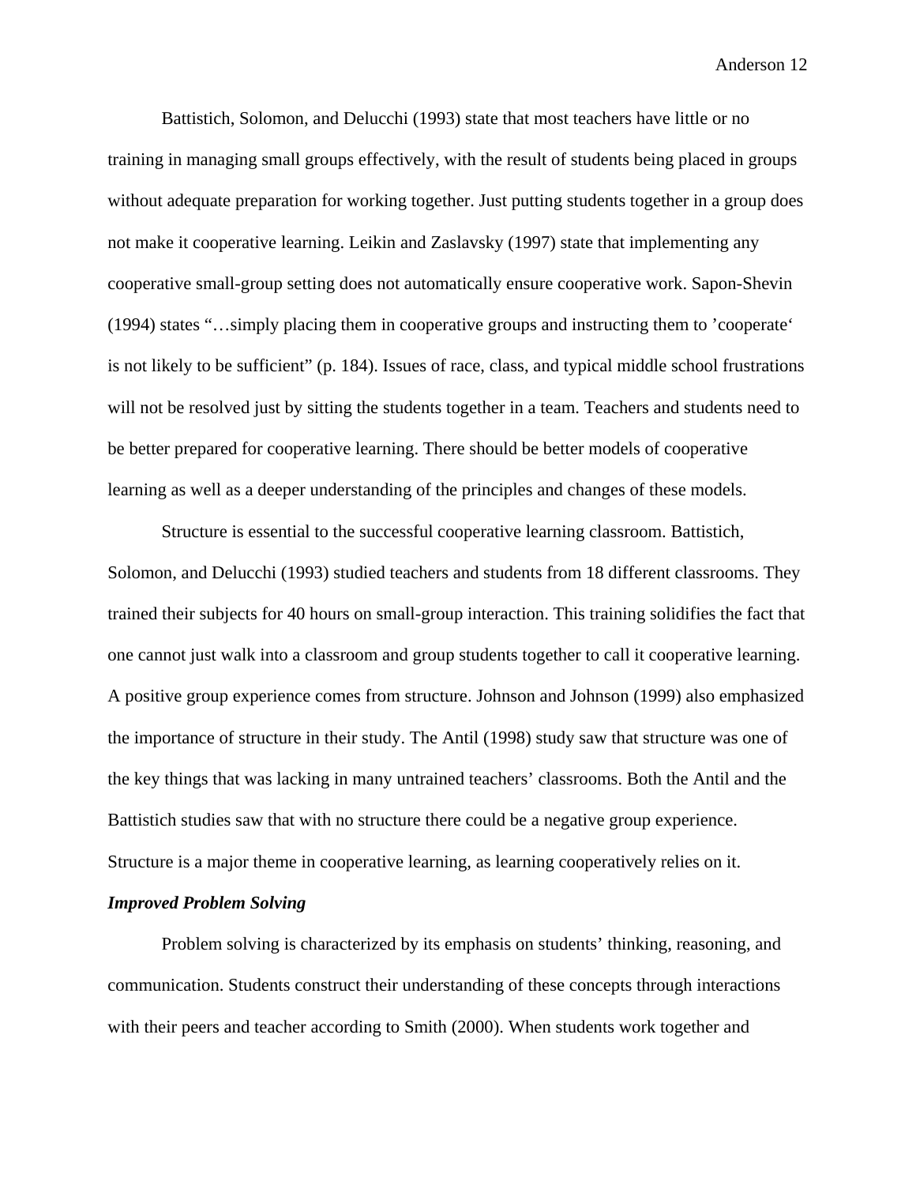Battistich, Solomon, and Delucchi (1993) state that most teachers have little or no training in managing small groups effectively, with the result of students being placed in groups without adequate preparation for working together. Just putting students together in a group does not make it cooperative learning. Leikin and Zaslavsky (1997) state that implementing any cooperative small-group setting does not automatically ensure cooperative work. Sapon-Shevin (1994) states "…simply placing them in cooperative groups and instructing them to 'cooperate' is not likely to be sufficient" (p. 184). Issues of race, class, and typical middle school frustrations will not be resolved just by sitting the students together in a team. Teachers and students need to be better prepared for cooperative learning. There should be better models of cooperative learning as well as a deeper understanding of the principles and changes of these models.

Structure is essential to the successful cooperative learning classroom. Battistich, Solomon, and Delucchi (1993) studied teachers and students from 18 different classrooms. They trained their subjects for 40 hours on small-group interaction. This training solidifies the fact that one cannot just walk into a classroom and group students together to call it cooperative learning. A positive group experience comes from structure. Johnson and Johnson (1999) also emphasized the importance of structure in their study. The Antil (1998) study saw that structure was one of the key things that was lacking in many untrained teachers' classrooms. Both the Antil and the Battistich studies saw that with no structure there could be a negative group experience. Structure is a major theme in cooperative learning, as learning cooperatively relies on it.

***Improved Problem Solving***

Problem solving is characterized by its emphasis on students' thinking, reasoning, and communication. Students construct their understanding of these concepts through interactions with their peers and teacher according to Smith (2000). When students work together and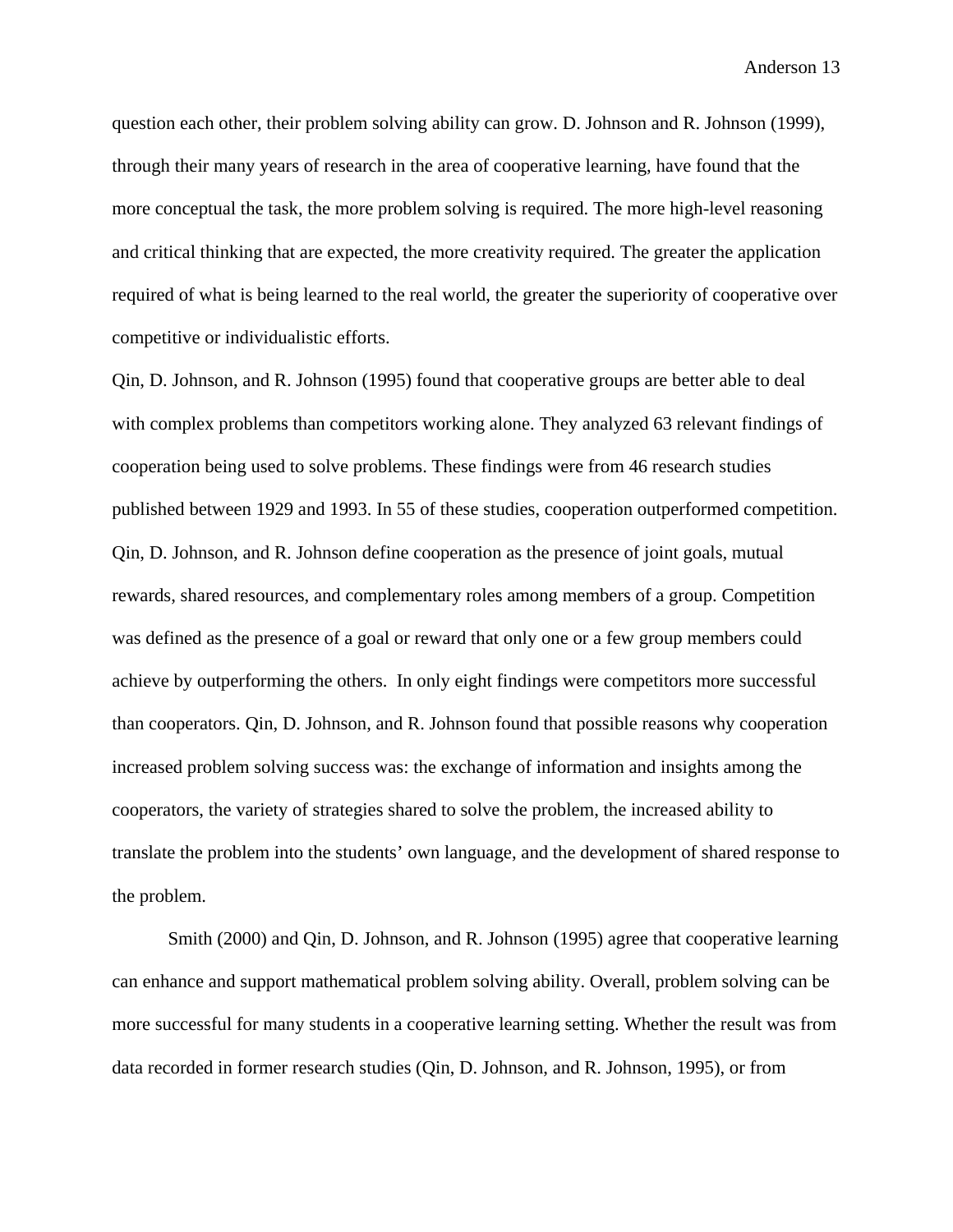question each other, their problem solving ability can grow. D. Johnson and R. Johnson (1999), through their many years of research in the area of cooperative learning, have found that the more conceptual the task, the more problem solving is required. The more high-level reasoning and critical thinking that are expected, the more creativity required. The greater the application required of what is being learned to the real world, the greater the superiority of cooperative over competitive or individualistic efforts.

Qin, D. Johnson, and R. Johnson (1995) found that cooperative groups are better able to deal with complex problems than competitors working alone. They analyzed 63 relevant findings of cooperation being used to solve problems. These findings were from 46 research studies published between 1929 and 1993. In 55 of these studies, cooperation outperformed competition. Qin, D. Johnson, and R. Johnson define cooperation as the presence of joint goals, mutual rewards, shared resources, and complementary roles among members of a group. Competition was defined as the presence of a goal or reward that only one or a few group members could achieve by outperforming the others. In only eight findings were competitors more successful than cooperators. Qin, D. Johnson, and R. Johnson found that possible reasons why cooperation increased problem solving success was: the exchange of information and insights among the cooperators, the variety of strategies shared to solve the problem, the increased ability to translate the problem into the students' own language, and the development of shared response to the problem.

Smith (2000) and Qin, D. Johnson, and R. Johnson (1995) agree that cooperative learning can enhance and support mathematical problem solving ability. Overall, problem solving can be more successful for many students in a cooperative learning setting. Whether the result was from data recorded in former research studies (Qin, D. Johnson, and R. Johnson, 1995), or from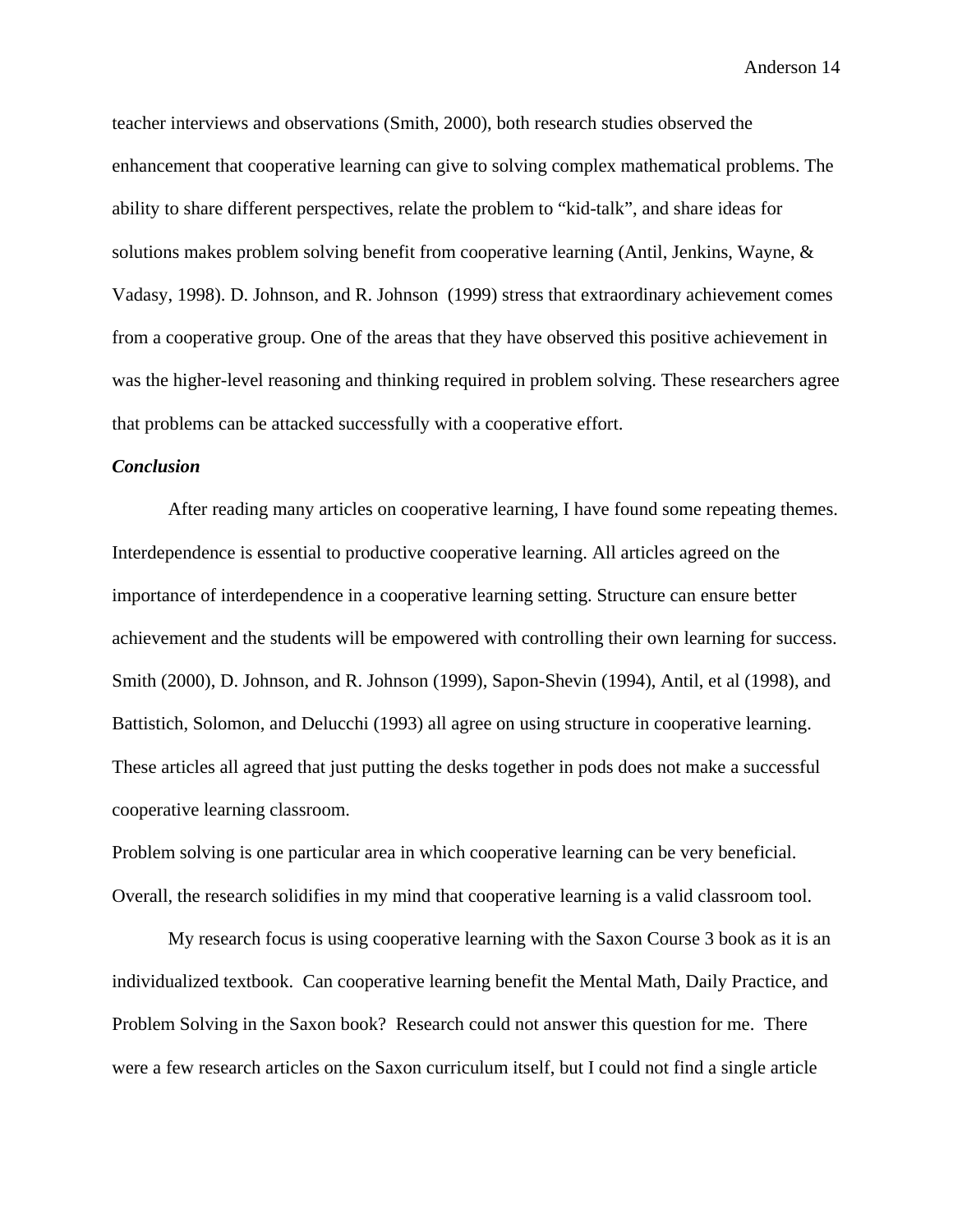teacher interviews and observations (Smith, 2000), both research studies observed the enhancement that cooperative learning can give to solving complex mathematical problems. The ability to share different perspectives, relate the problem to "kid-talk", and share ideas for solutions makes problem solving benefit from cooperative learning (Antil, Jenkins, Wayne, & Vadasy, 1998). D. Johnson, and R. Johnson (1999) stress that extraordinary achievement comes from a cooperative group. One of the areas that they have observed this positive achievement in was the higher-level reasoning and thinking required in problem solving. These researchers agree that problems can be attacked successfully with a cooperative effort.

***Conclusion***

After reading many articles on cooperative learning, I have found some repeating themes. Interdependence is essential to productive cooperative learning. All articles agreed on the importance of interdependence in a cooperative learning setting. Structure can ensure better achievement and the students will be empowered with controlling their own learning for success. Smith (2000), D. Johnson, and R. Johnson (1999), Sapon-Shevin (1994), Antil, et al (1998), and Battistich, Solomon, and Delucchi (1993) all agree on using structure in cooperative learning. These articles all agreed that just putting the desks together in pods does not make a successful cooperative learning classroom.

Problem solving is one particular area in which cooperative learning can be very beneficial. Overall, the research solidifies in my mind that cooperative learning is a valid classroom tool.

My research focus is using cooperative learning with the Saxon Course 3 book as it is an individualized textbook. Can cooperative learning benefit the Mental Math, Daily Practice, and Problem Solving in the Saxon book? Research could not answer this question for me. There were a few research articles on the Saxon curriculum itself, but I could not find a single article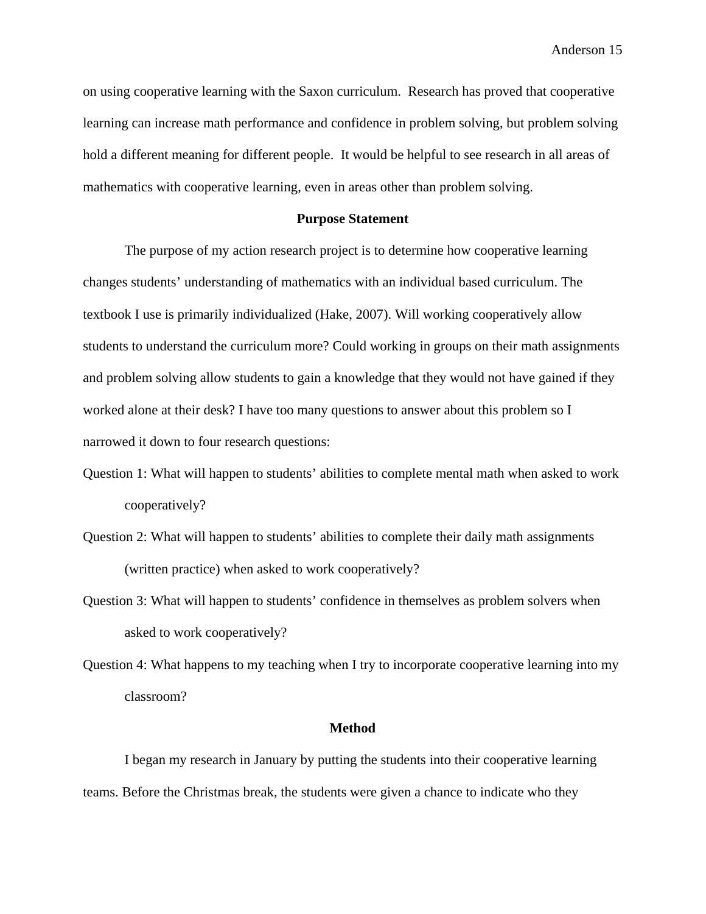on using cooperative learning with the Saxon curriculum.  Research has proved that cooperative learning can increase math performance and confidence in problem solving, but problem solving hold a different meaning for different people.  It would be helpful to see research in all areas of mathematics with cooperative learning, even in areas other than problem solving.

## Purpose Statement

The purpose of my action research project is to determine how cooperative learning changes students' understanding of mathematics with an individual based curriculum. The textbook I use is primarily individualized (Hake, 2007). Will working cooperatively allow students to understand the curriculum more? Could working in groups on their math assignments and problem solving allow students to gain a knowledge that they would not have gained if they worked alone at their desk? I have too many questions to answer about this problem so I narrowed it down to four research questions:

Question 1: What will happen to students' abilities to complete mental math when asked to work cooperatively?

Question 2: What will happen to students' abilities to complete their daily math assignments (written practice) when asked to work cooperatively?

Question 3: What will happen to students' confidence in themselves as problem solvers when asked to work cooperatively?

Question 4: What happens to my teaching when I try to incorporate cooperative learning into my classroom?

## Method

I began my research in January by putting the students into their cooperative learning teams. Before the Christmas break, the students were given a chance to indicate who they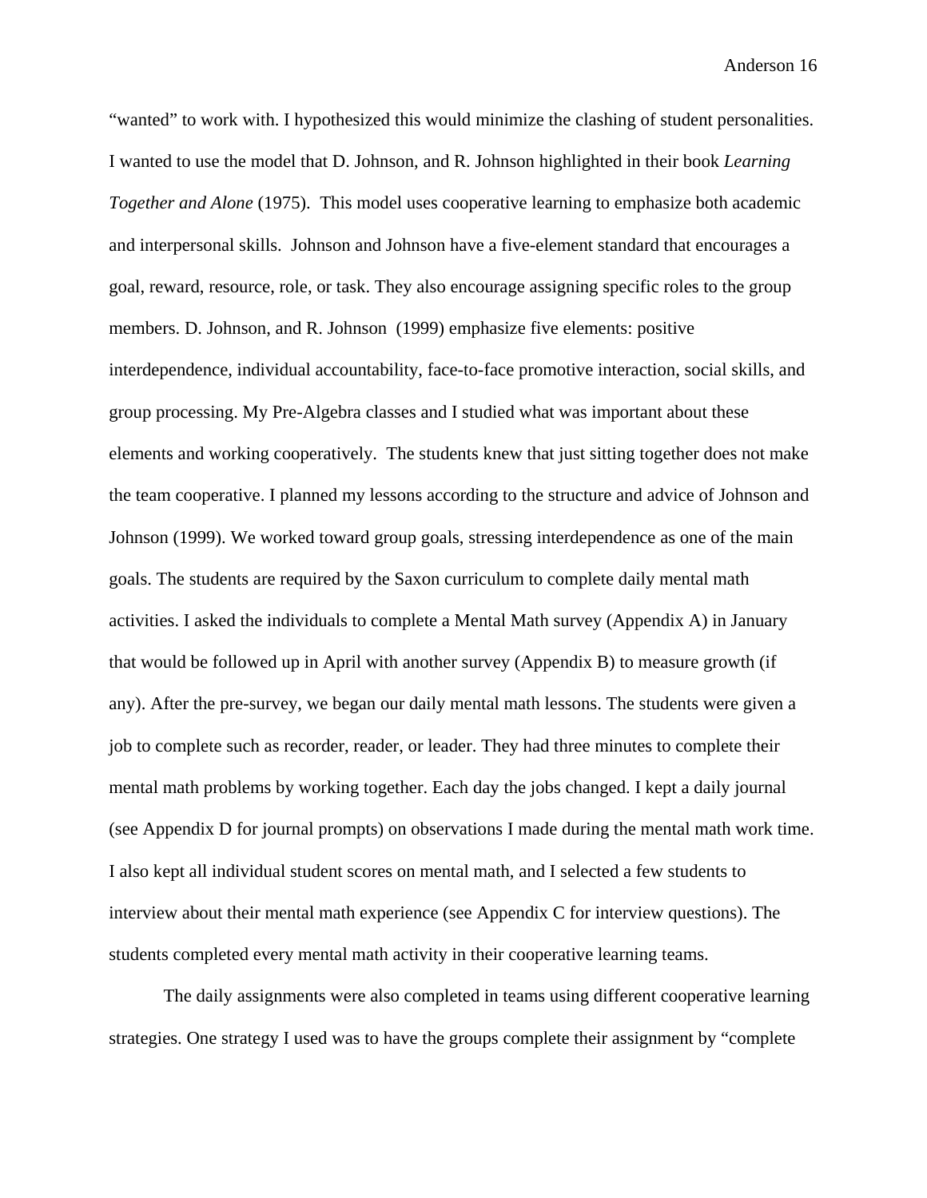"wanted" to work with. I hypothesized this would minimize the clashing of student personalities. I wanted to use the model that D. Johnson, and R. Johnson highlighted in their book *Learning Together and Alone* (1975). This model uses cooperative learning to emphasize both academic and interpersonal skills. Johnson and Johnson have a five-element standard that encourages a goal, reward, resource, role, or task. They also encourage assigning specific roles to the group members. D. Johnson, and R. Johnson (1999) emphasize five elements: positive interdependence, individual accountability, face-to-face promotive interaction, social skills, and group processing. My Pre-Algebra classes and I studied what was important about these elements and working cooperatively. The students knew that just sitting together does not make the team cooperative. I planned my lessons according to the structure and advice of Johnson and Johnson (1999). We worked toward group goals, stressing interdependence as one of the main goals. The students are required by the Saxon curriculum to complete daily mental math activities. I asked the individuals to complete a Mental Math survey (Appendix A) in January that would be followed up in April with another survey (Appendix B) to measure growth (if any). After the pre-survey, we began our daily mental math lessons. The students were given a job to complete such as recorder, reader, or leader. They had three minutes to complete their mental math problems by working together. Each day the jobs changed. I kept a daily journal (see Appendix D for journal prompts) on observations I made during the mental math work time. I also kept all individual student scores on mental math, and I selected a few students to interview about their mental math experience (see Appendix C for interview questions). The students completed every mental math activity in their cooperative learning teams.

The daily assignments were also completed in teams using different cooperative learning strategies. One strategy I used was to have the groups complete their assignment by "complete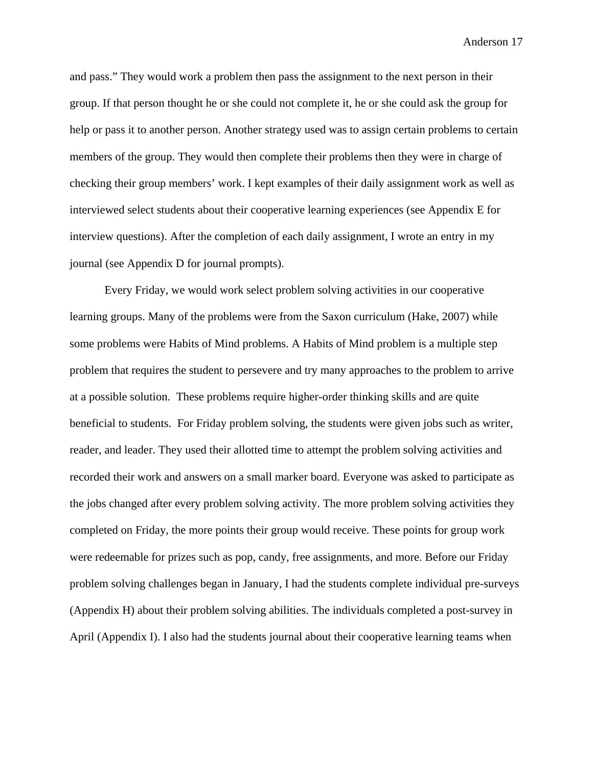and pass." They would work a problem then pass the assignment to the next person in their group. If that person thought he or she could not complete it, he or she could ask the group for help or pass it to another person. Another strategy used was to assign certain problems to certain members of the group. They would then complete their problems then they were in charge of checking their group members' work. I kept examples of their daily assignment work as well as interviewed select students about their cooperative learning experiences (see Appendix E for interview questions). After the completion of each daily assignment, I wrote an entry in my journal (see Appendix D for journal prompts).

Every Friday, we would work select problem solving activities in our cooperative learning groups. Many of the problems were from the Saxon curriculum (Hake, 2007) while some problems were Habits of Mind problems. A Habits of Mind problem is a multiple step problem that requires the student to persevere and try many approaches to the problem to arrive at a possible solution. These problems require higher-order thinking skills and are quite beneficial to students. For Friday problem solving, the students were given jobs such as writer, reader, and leader. They used their allotted time to attempt the problem solving activities and recorded their work and answers on a small marker board. Everyone was asked to participate as the jobs changed after every problem solving activity. The more problem solving activities they completed on Friday, the more points their group would receive. These points for group work were redeemable for prizes such as pop, candy, free assignments, and more. Before our Friday problem solving challenges began in January, I had the students complete individual pre-surveys (Appendix H) about their problem solving abilities. The individuals completed a post-survey in April (Appendix I). I also had the students journal about their cooperative learning teams when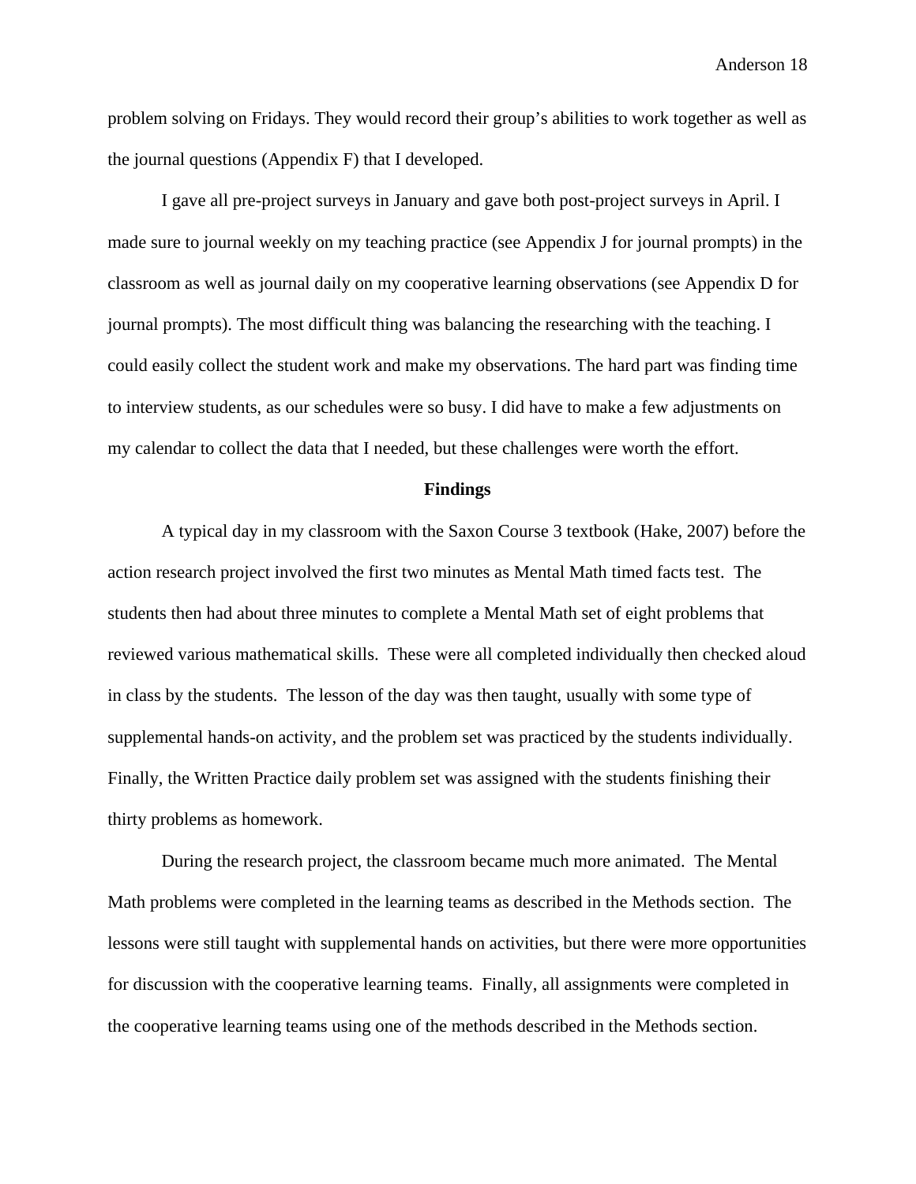problem solving on Fridays. They would record their group's abilities to work together as well as the journal questions (Appendix F) that I developed.

I gave all pre-project surveys in January and gave both post-project surveys in April. I made sure to journal weekly on my teaching practice (see Appendix J for journal prompts) in the classroom as well as journal daily on my cooperative learning observations (see Appendix D for journal prompts). The most difficult thing was balancing the researching with the teaching. I could easily collect the student work and make my observations. The hard part was finding time to interview students, as our schedules were so busy. I did have to make a few adjustments on my calendar to collect the data that I needed, but these challenges were worth the effort.

## Findings

A typical day in my classroom with the Saxon Course 3 textbook (Hake, 2007) before the action research project involved the first two minutes as Mental Math timed facts test. The students then had about three minutes to complete a Mental Math set of eight problems that reviewed various mathematical skills. These were all completed individually then checked aloud in class by the students. The lesson of the day was then taught, usually with some type of supplemental hands-on activity, and the problem set was practiced by the students individually. Finally, the Written Practice daily problem set was assigned with the students finishing their thirty problems as homework.

During the research project, the classroom became much more animated. The Mental Math problems were completed in the learning teams as described in the Methods section. The lessons were still taught with supplemental hands on activities, but there were more opportunities for discussion with the cooperative learning teams. Finally, all assignments were completed in the cooperative learning teams using one of the methods described in the Methods section.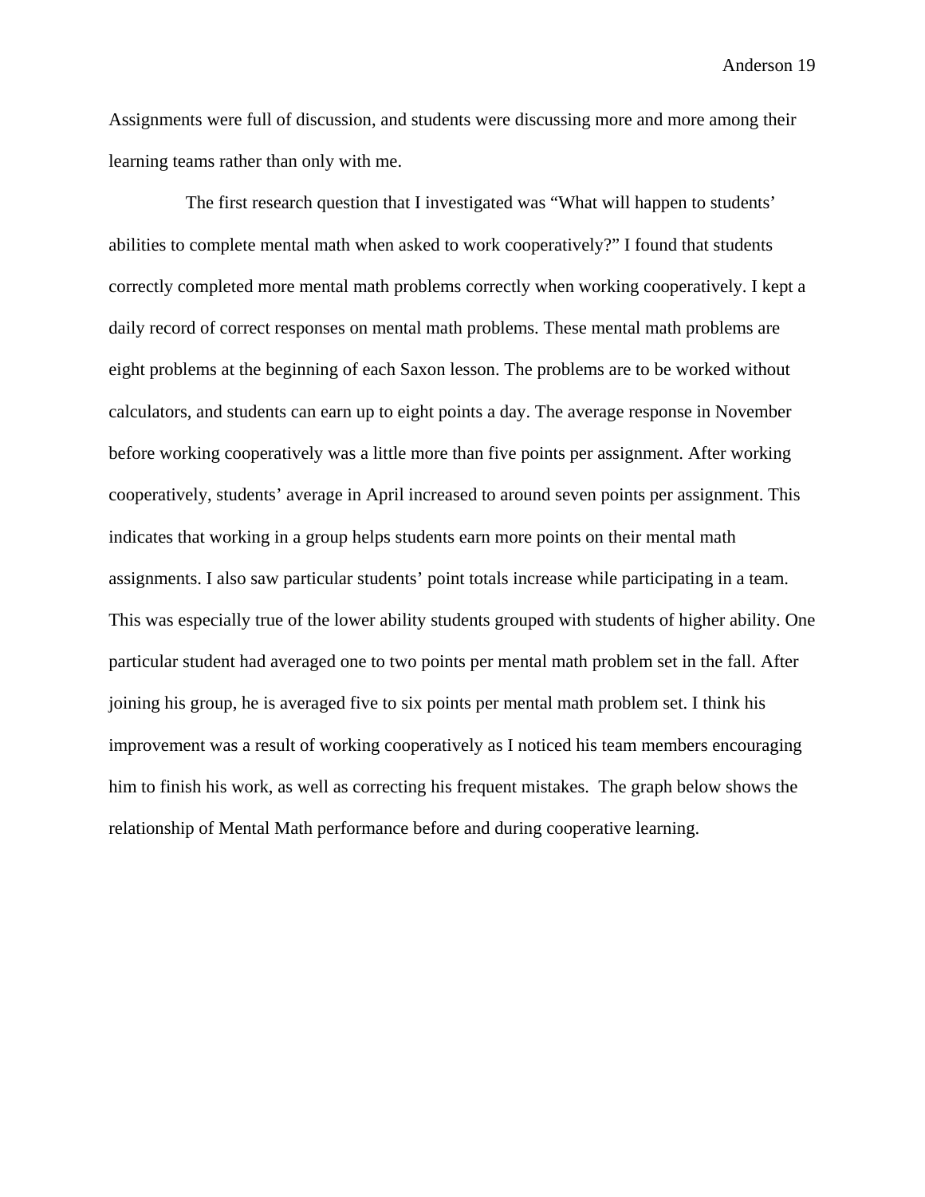Assignments were full of discussion, and students were discussing more and more among their learning teams rather than only with me.

The first research question that I investigated was “What will happen to students’ abilities to complete mental math when asked to work cooperatively?” I found that students correctly completed more mental math problems correctly when working cooperatively. I kept a daily record of correct responses on mental math problems. These mental math problems are eight problems at the beginning of each Saxon lesson. The problems are to be worked without calculators, and students can earn up to eight points a day. The average response in November before working cooperatively was a little more than five points per assignment. After working cooperatively, students’ average in April increased to around seven points per assignment. This indicates that working in a group helps students earn more points on their mental math assignments. I also saw particular students’ point totals increase while participating in a team. This was especially true of the lower ability students grouped with students of higher ability. One particular student had averaged one to two points per mental math problem set in the fall. After joining his group, he is averaged five to six points per mental math problem set. I think his improvement was a result of working cooperatively as I noticed his team members encouraging him to finish his work, as well as correcting his frequent mistakes. The graph below shows the relationship of Mental Math performance before and during cooperative learning.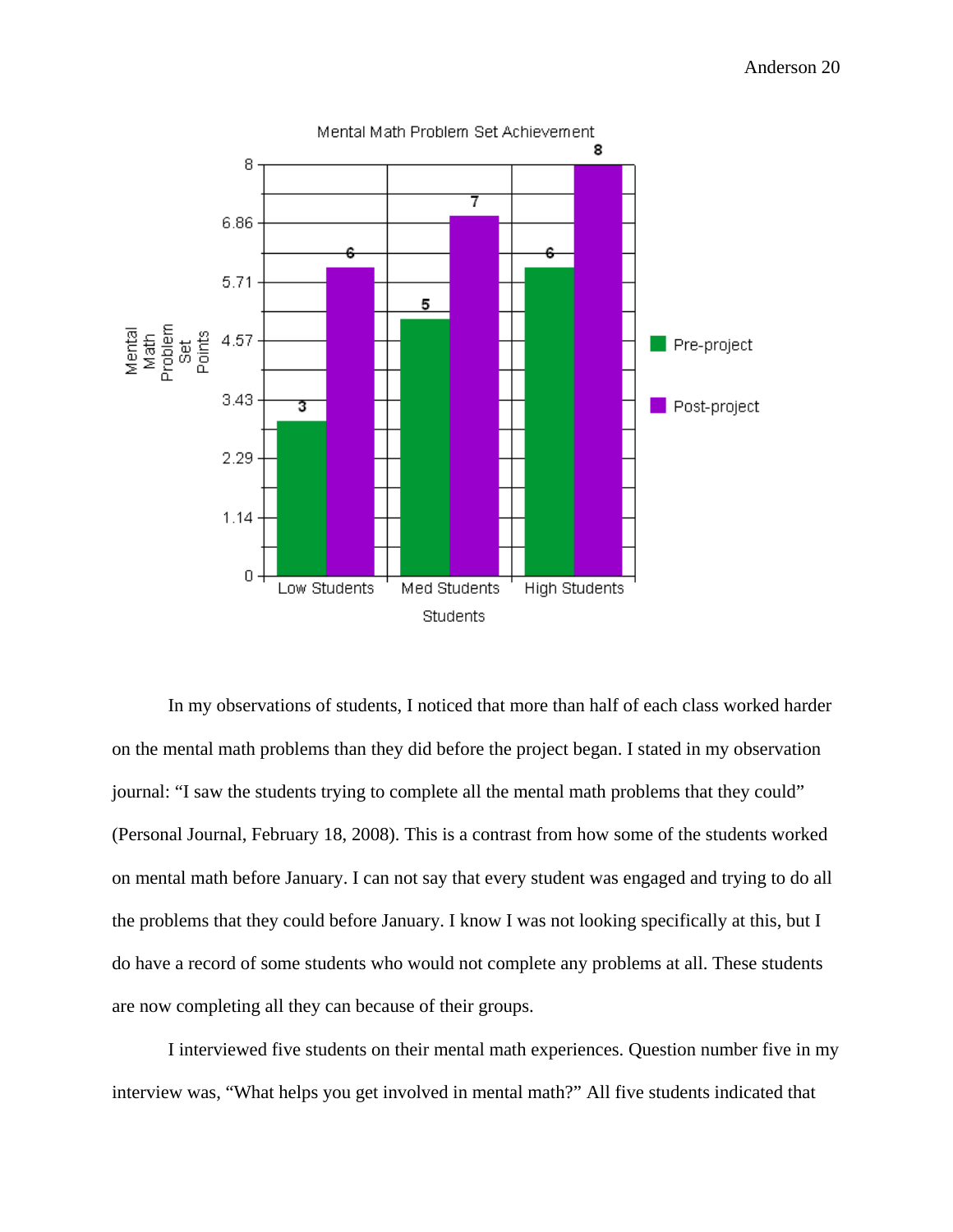**Mental Math Problem Set Achievement**

| Students | Pre-project | Post-project |
|---|---|---|
| Low Students | 3 | 6 |
| Med Students | 5 | 7 |
| High Students | 6 | 8 |

In my observations of students, I noticed that more than half of each class worked harder on the mental math problems than they did before the project began. I stated in my observation journal: "I saw the students trying to complete all the mental math problems that they could" (Personal Journal, February 18, 2008). This is a contrast from how some of the students worked on mental math before January. I can not say that every student was engaged and trying to do all the problems that they could before January. I know I was not looking specifically at this, but I do have a record of some students who would not complete any problems at all. These students are now completing all they can because of their groups.

I interviewed five students on their mental math experiences. Question number five in my interview was, "What helps you get involved in mental math?" All five students indicated that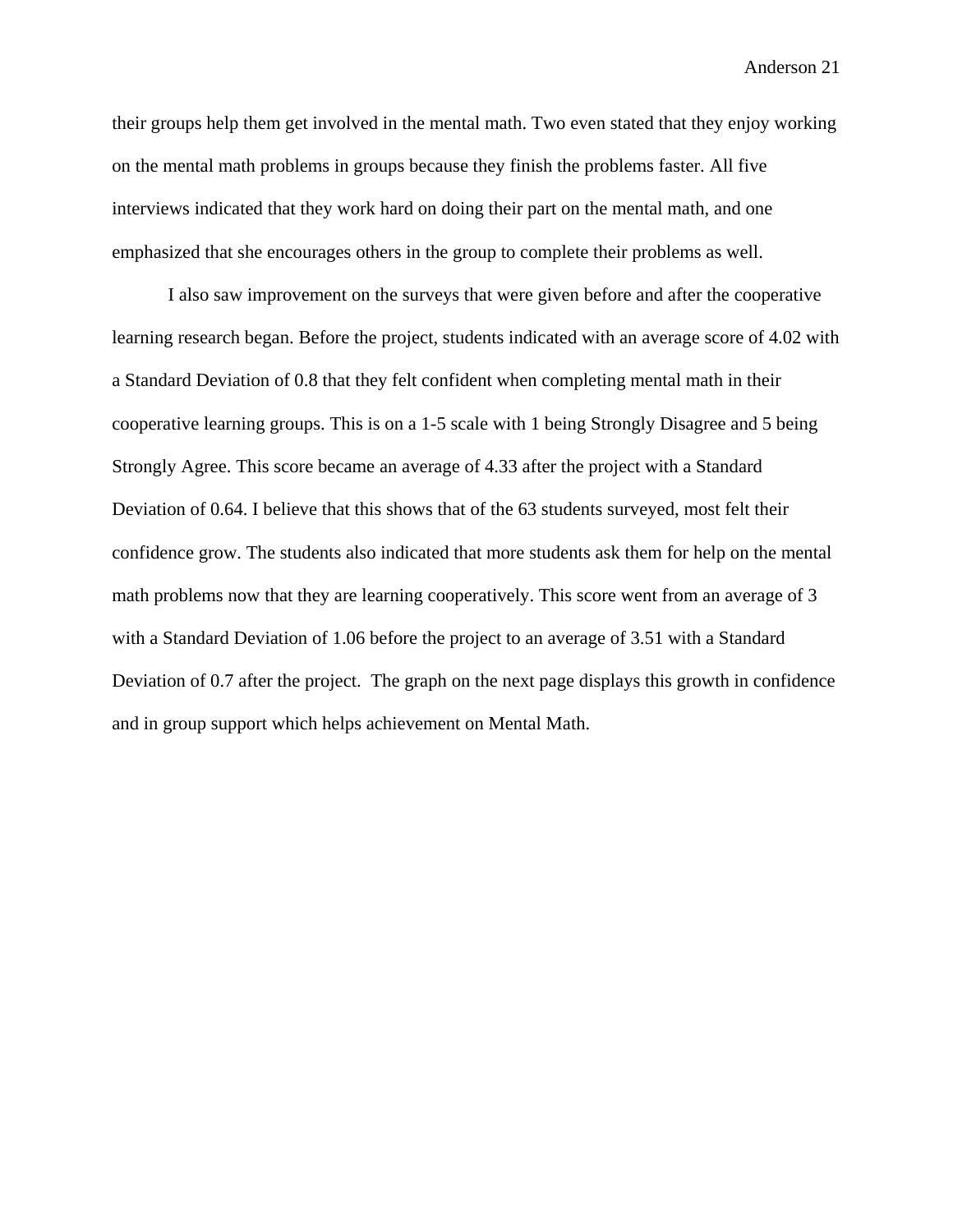their groups help them get involved in the mental math. Two even stated that they enjoy working on the mental math problems in groups because they finish the problems faster. All five interviews indicated that they work hard on doing their part on the mental math, and one emphasized that she encourages others in the group to complete their problems as well.

I also saw improvement on the surveys that were given before and after the cooperative learning research began. Before the project, students indicated with an average score of 4.02 with a Standard Deviation of 0.8 that they felt confident when completing mental math in their cooperative learning groups. This is on a 1-5 scale with 1 being Strongly Disagree and 5 being Strongly Agree. This score became an average of 4.33 after the project with a Standard Deviation of 0.64. I believe that this shows that of the 63 students surveyed, most felt their confidence grow. The students also indicated that more students ask them for help on the mental math problems now that they are learning cooperatively. This score went from an average of 3 with a Standard Deviation of 1.06 before the project to an average of 3.51 with a Standard Deviation of 0.7 after the project. The graph on the next page displays this growth in confidence and in group support which helps achievement on Mental Math.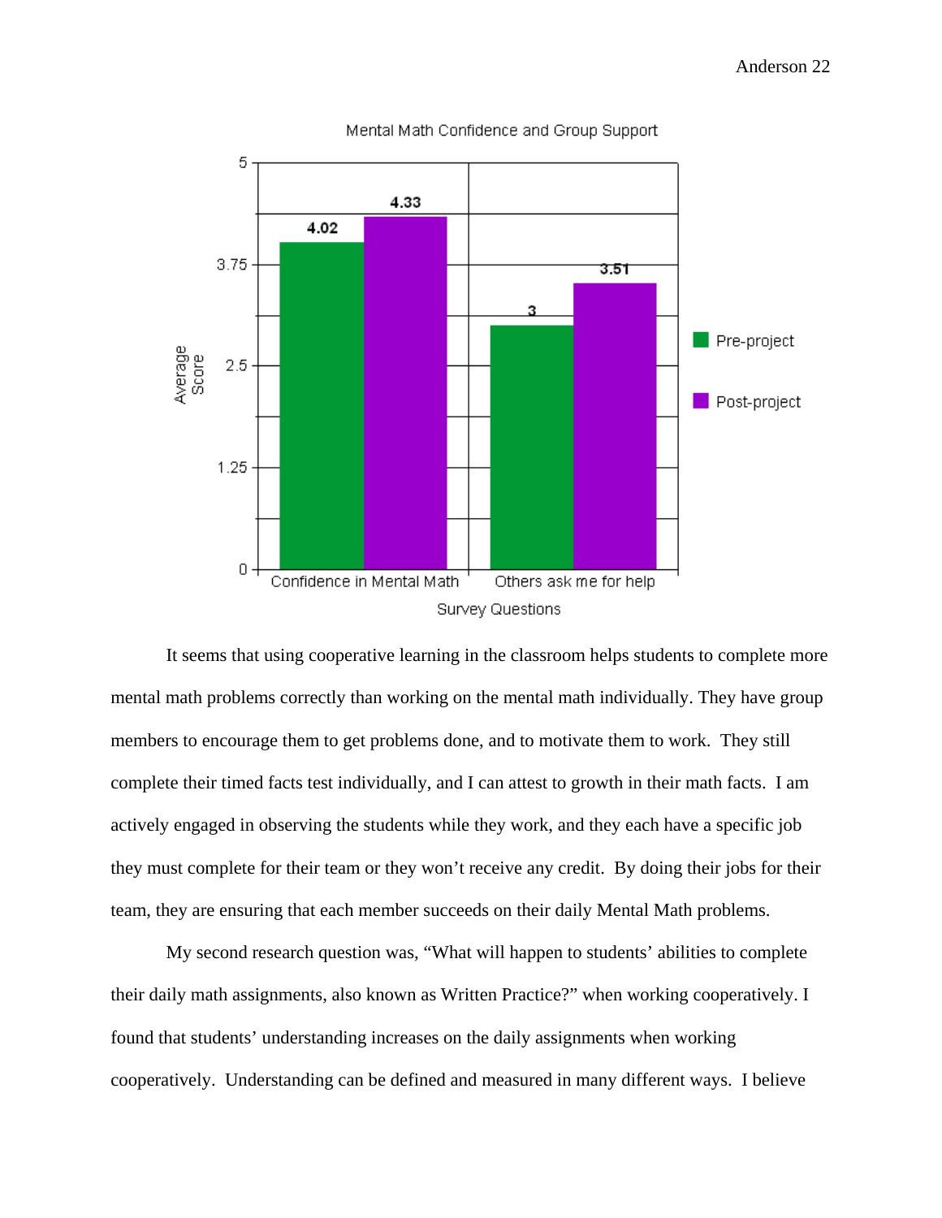Mental Math Confidence and Group Support

| Survey Questions | Pre-project | Post-project |
|---|---|---|
| Confidence in Mental Math | 4.02 | 4.33 |
| Others ask me for help | 3 | 3.51 |

It seems that using cooperative learning in the classroom helps students to complete more mental math problems correctly than working on the mental math individually. They have group members to encourage them to get problems done, and to motivate them to work. They still complete their timed facts test individually, and I can attest to growth in their math facts. I am actively engaged in observing the students while they work, and they each have a specific job they must complete for their team or they won't receive any credit. By doing their jobs for their team, they are ensuring that each member succeeds on their daily Mental Math problems.

My second research question was, "What will happen to students' abilities to complete their daily math assignments, also known as Written Practice?" when working cooperatively. I found that students' understanding increases on the daily assignments when working cooperatively. Understanding can be defined and measured in many different ways. I believe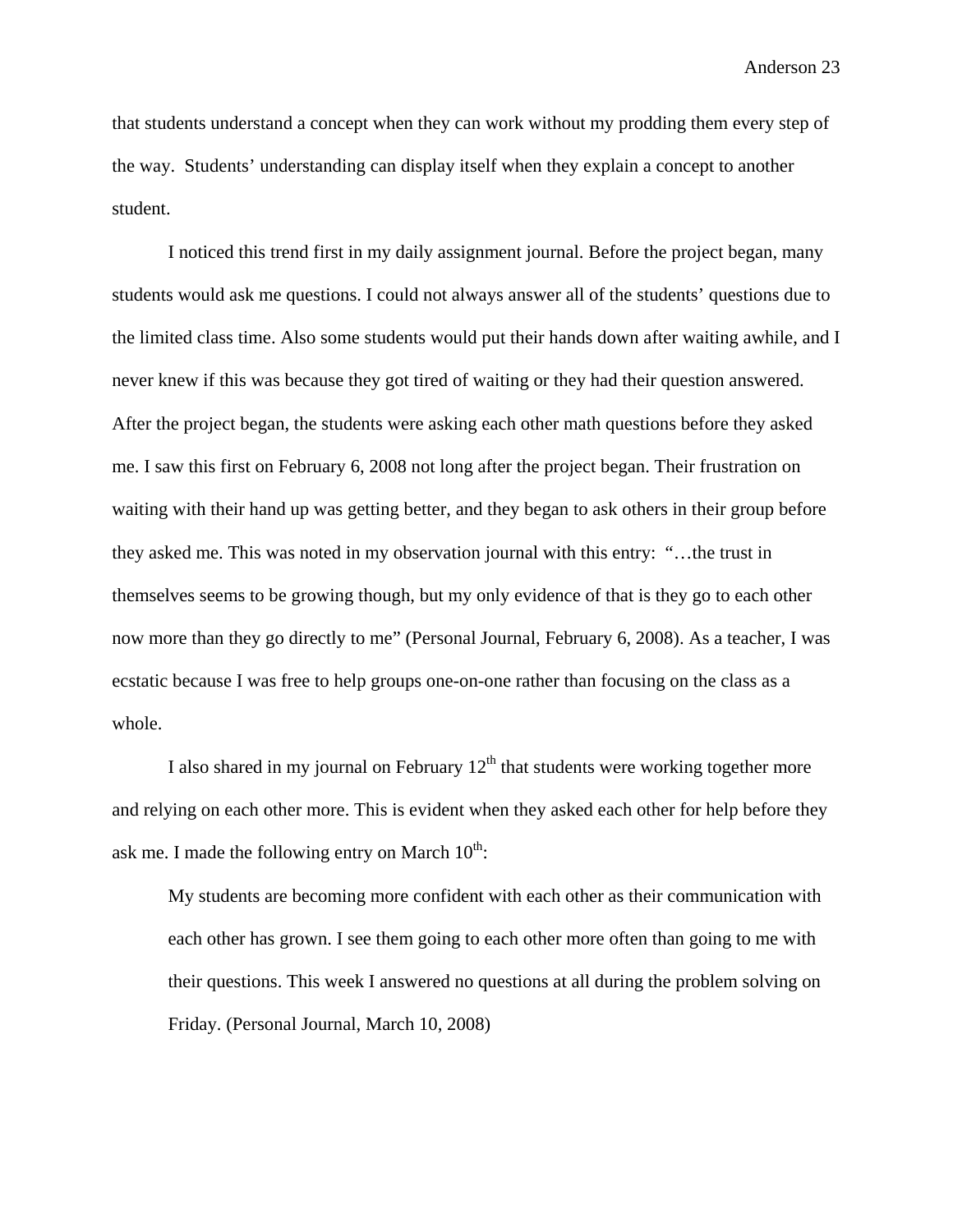that students understand a concept when they can work without my prodding them every step of the way.  Students' understanding can display itself when they explain a concept to another student.

I noticed this trend first in my daily assignment journal. Before the project began, many students would ask me questions. I could not always answer all of the students' questions due to the limited class time. Also some students would put their hands down after waiting awhile, and I never knew if this was because they got tired of waiting or they had their question answered. After the project began, the students were asking each other math questions before they asked me. I saw this first on February 6, 2008 not long after the project began. Their frustration on waiting with their hand up was getting better, and they began to ask others in their group before they asked me. This was noted in my observation journal with this entry:  "…the trust in themselves seems to be growing though, but my only evidence of that is they go to each other now more than they go directly to me" (Personal Journal, February 6, 2008). As a teacher, I was ecstatic because I was free to help groups one-on-one rather than focusing on the class as a whole.

I also shared in my journal on February 12th that students were working together more and relying on each other more. This is evident when they asked each other for help before they ask me. I made the following entry on March 10th:

> My students are becoming more confident with each other as their communication with each other has grown. I see them going to each other more often than going to me with their questions. This week I answered no questions at all during the problem solving on Friday. (Personal Journal, March 10, 2008)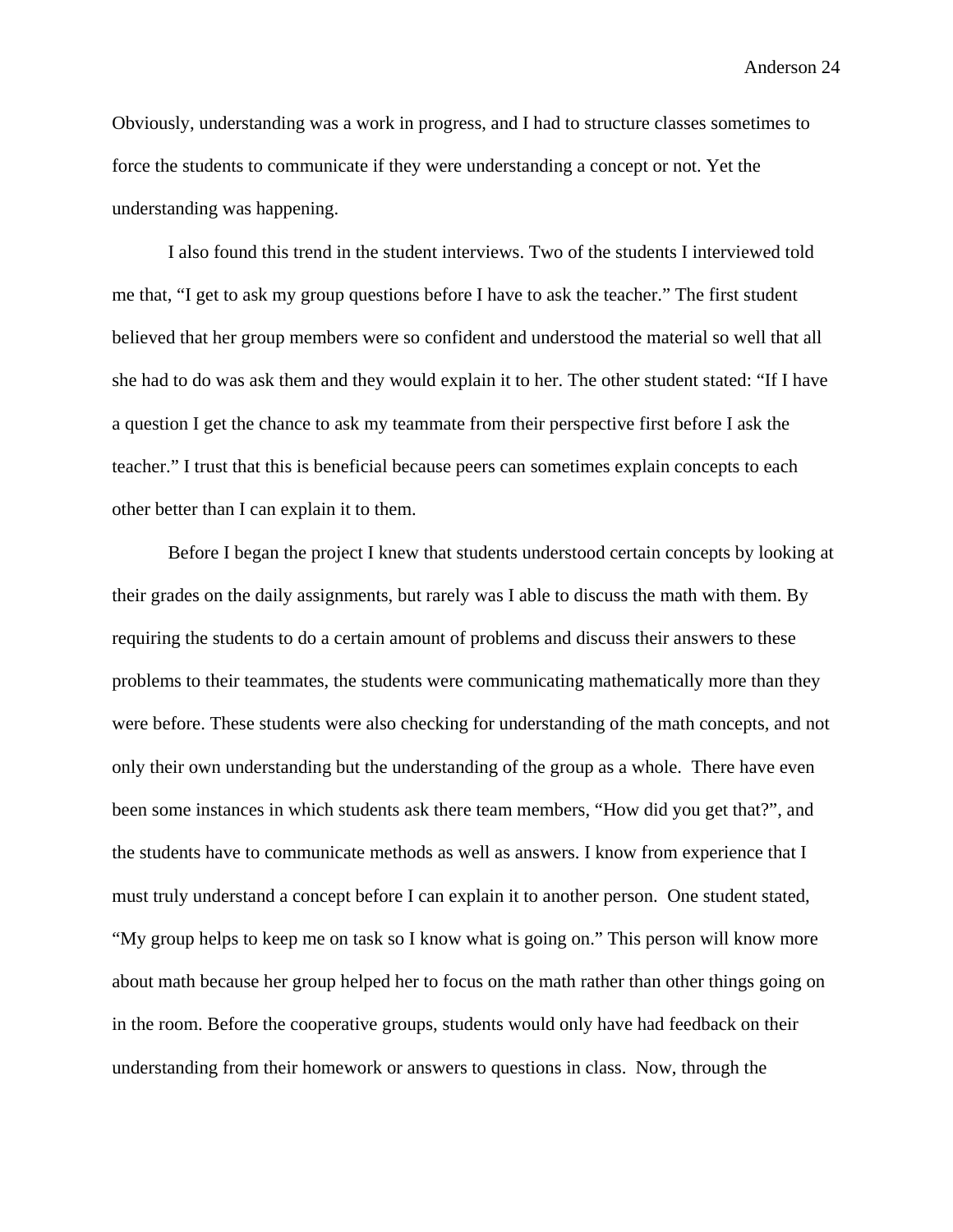Obviously, understanding was a work in progress, and I had to structure classes sometimes to force the students to communicate if they were understanding a concept or not. Yet the understanding was happening.

I also found this trend in the student interviews. Two of the students I interviewed told me that, "I get to ask my group questions before I have to ask the teacher." The first student believed that her group members were so confident and understood the material so well that all she had to do was ask them and they would explain it to her. The other student stated: "If I have a question I get the chance to ask my teammate from their perspective first before I ask the teacher." I trust that this is beneficial because peers can sometimes explain concepts to each other better than I can explain it to them.

Before I began the project I knew that students understood certain concepts by looking at their grades on the daily assignments, but rarely was I able to discuss the math with them. By requiring the students to do a certain amount of problems and discuss their answers to these problems to their teammates, the students were communicating mathematically more than they were before. These students were also checking for understanding of the math concepts, and not only their own understanding but the understanding of the group as a whole. There have even been some instances in which students ask there team members, "How did you get that?", and the students have to communicate methods as well as answers. I know from experience that I must truly understand a concept before I can explain it to another person. One student stated, "My group helps to keep me on task so I know what is going on." This person will know more about math because her group helped her to focus on the math rather than other things going on in the room. Before the cooperative groups, students would only have had feedback on their understanding from their homework or answers to questions in class. Now, through the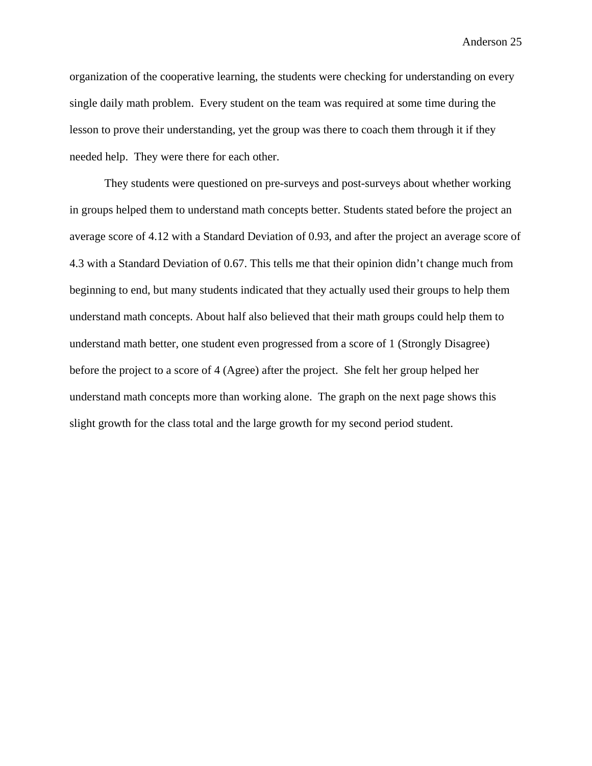organization of the cooperative learning, the students were checking for understanding on every single daily math problem. Every student on the team was required at some time during the lesson to prove their understanding, yet the group was there to coach them through it if they needed help. They were there for each other.

They students were questioned on pre-surveys and post-surveys about whether working in groups helped them to understand math concepts better. Students stated before the project an average score of 4.12 with a Standard Deviation of 0.93, and after the project an average score of 4.3 with a Standard Deviation of 0.67. This tells me that their opinion didn't change much from beginning to end, but many students indicated that they actually used their groups to help them understand math concepts. About half also believed that their math groups could help them to understand math better, one student even progressed from a score of 1 (Strongly Disagree) before the project to a score of 4 (Agree) after the project. She felt her group helped her understand math concepts more than working alone. The graph on the next page shows this slight growth for the class total and the large growth for my second period student.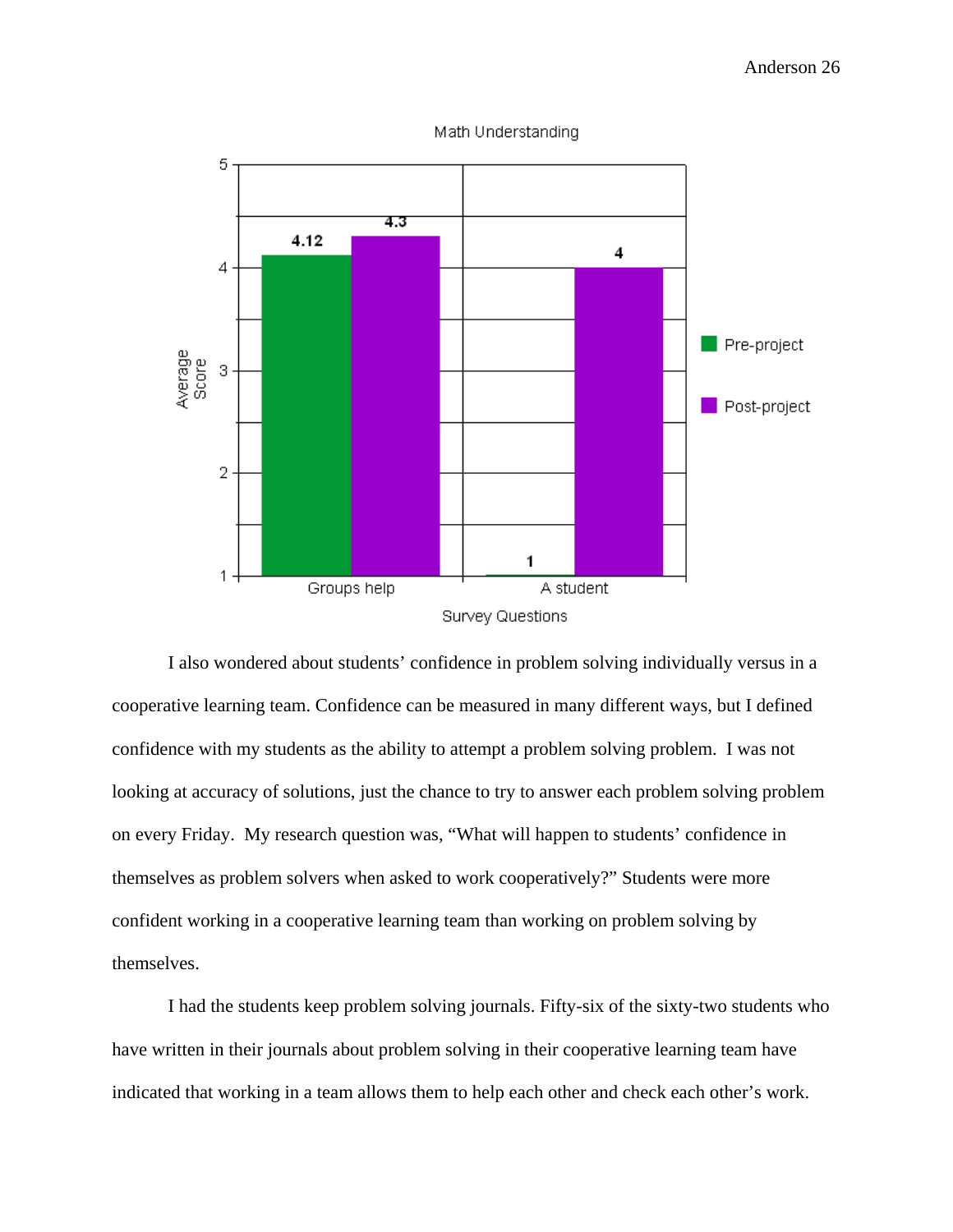**Math Understanding**

| Survey Questions | Pre-project | Post-project |
|---|---|---|
| Groups help | 4.12 | 4.3 |
| A student | 1 | 4 |

I also wondered about students' confidence in problem solving individually versus in a cooperative learning team. Confidence can be measured in many different ways, but I defined confidence with my students as the ability to attempt a problem solving problem. I was not looking at accuracy of solutions, just the chance to try to answer each problem solving problem on every Friday. My research question was, "What will happen to students' confidence in themselves as problem solvers when asked to work cooperatively?" Students were more confident working in a cooperative learning team than working on problem solving by themselves.

I had the students keep problem solving journals. Fifty-six of the sixty-two students who have written in their journals about problem solving in their cooperative learning team have indicated that working in a team allows them to help each other and check each other's work.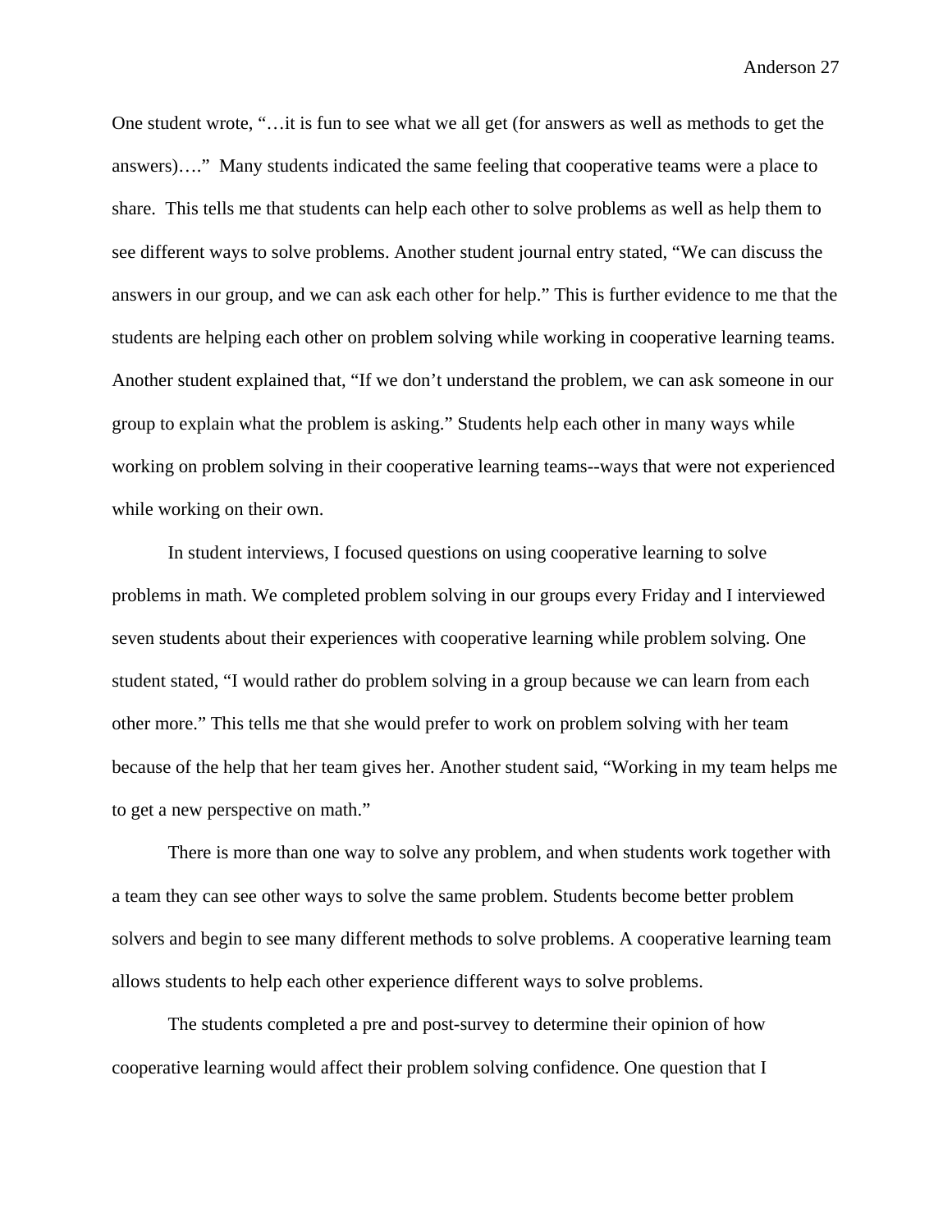One student wrote, "…it is fun to see what we all get (for answers as well as methods to get the answers)…." Many students indicated the same feeling that cooperative teams were a place to share. This tells me that students can help each other to solve problems as well as help them to see different ways to solve problems. Another student journal entry stated, "We can discuss the answers in our group, and we can ask each other for help." This is further evidence to me that the students are helping each other on problem solving while working in cooperative learning teams. Another student explained that, "If we don't understand the problem, we can ask someone in our group to explain what the problem is asking." Students help each other in many ways while working on problem solving in their cooperative learning teams--ways that were not experienced while working on their own.

In student interviews, I focused questions on using cooperative learning to solve problems in math. We completed problem solving in our groups every Friday and I interviewed seven students about their experiences with cooperative learning while problem solving. One student stated, "I would rather do problem solving in a group because we can learn from each other more." This tells me that she would prefer to work on problem solving with her team because of the help that her team gives her. Another student said, "Working in my team helps me to get a new perspective on math."

There is more than one way to solve any problem, and when students work together with a team they can see other ways to solve the same problem. Students become better problem solvers and begin to see many different methods to solve problems. A cooperative learning team allows students to help each other experience different ways to solve problems.

The students completed a pre and post-survey to determine their opinion of how cooperative learning would affect their problem solving confidence. One question that I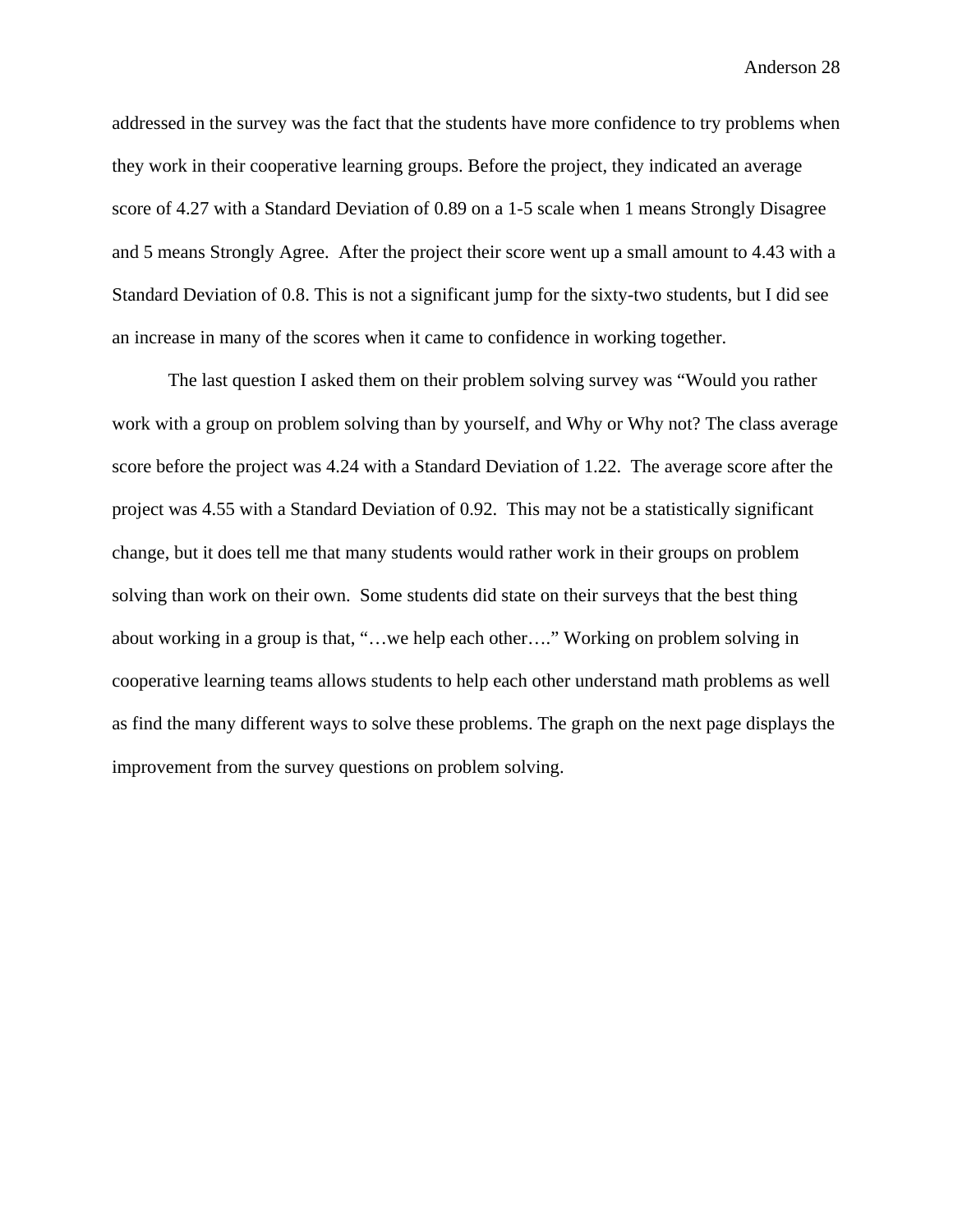addressed in the survey was the fact that the students have more confidence to try problems when they work in their cooperative learning groups. Before the project, they indicated an average score of 4.27 with a Standard Deviation of 0.89 on a 1-5 scale when 1 means Strongly Disagree and 5 means Strongly Agree. After the project their score went up a small amount to 4.43 with a Standard Deviation of 0.8. This is not a significant jump for the sixty-two students, but I did see an increase in many of the scores when it came to confidence in working together.

The last question I asked them on their problem solving survey was “Would you rather work with a group on problem solving than by yourself, and Why or Why not? The class average score before the project was 4.24 with a Standard Deviation of 1.22. The average score after the project was 4.55 with a Standard Deviation of 0.92. This may not be a statistically significant change, but it does tell me that many students would rather work in their groups on problem solving than work on their own. Some students did state on their surveys that the best thing about working in a group is that, “…we help each other….” Working on problem solving in cooperative learning teams allows students to help each other understand math problems as well as find the many different ways to solve these problems. The graph on the next page displays the improvement from the survey questions on problem solving.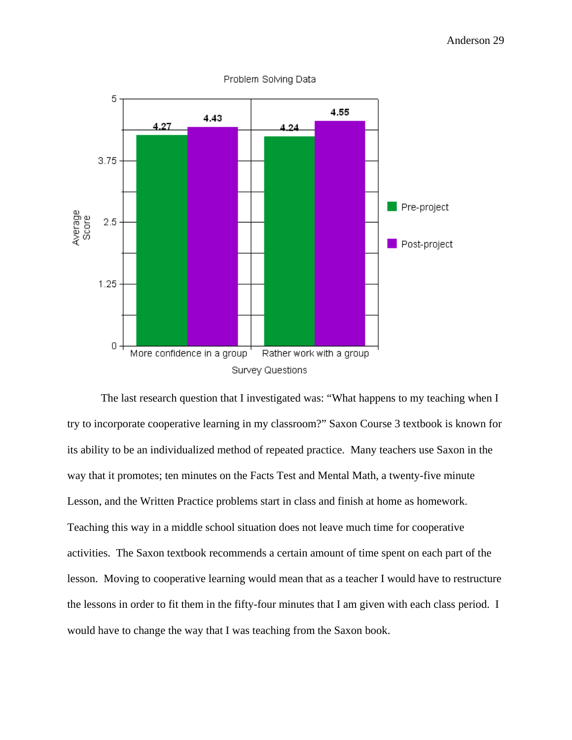**Problem Solving Data**

| Survey Questions | Pre-project | Post-project |
|---|---|---|
| More confidence in a group | 4.27 | 4.43 |
| Rather work with a group | 4.24 | 4.55 |

The last research question that I investigated was: "What happens to my teaching when I try to incorporate cooperative learning in my classroom?" Saxon Course 3 textbook is known for its ability to be an individualized method of repeated practice. Many teachers use Saxon in the way that it promotes; ten minutes on the Facts Test and Mental Math, a twenty-five minute Lesson, and the Written Practice problems start in class and finish at home as homework. Teaching this way in a middle school situation does not leave much time for cooperative activities. The Saxon textbook recommends a certain amount of time spent on each part of the lesson. Moving to cooperative learning would mean that as a teacher I would have to restructure the lessons in order to fit them in the fifty-four minutes that I am given with each class period. I would have to change the way that I was teaching from the Saxon book.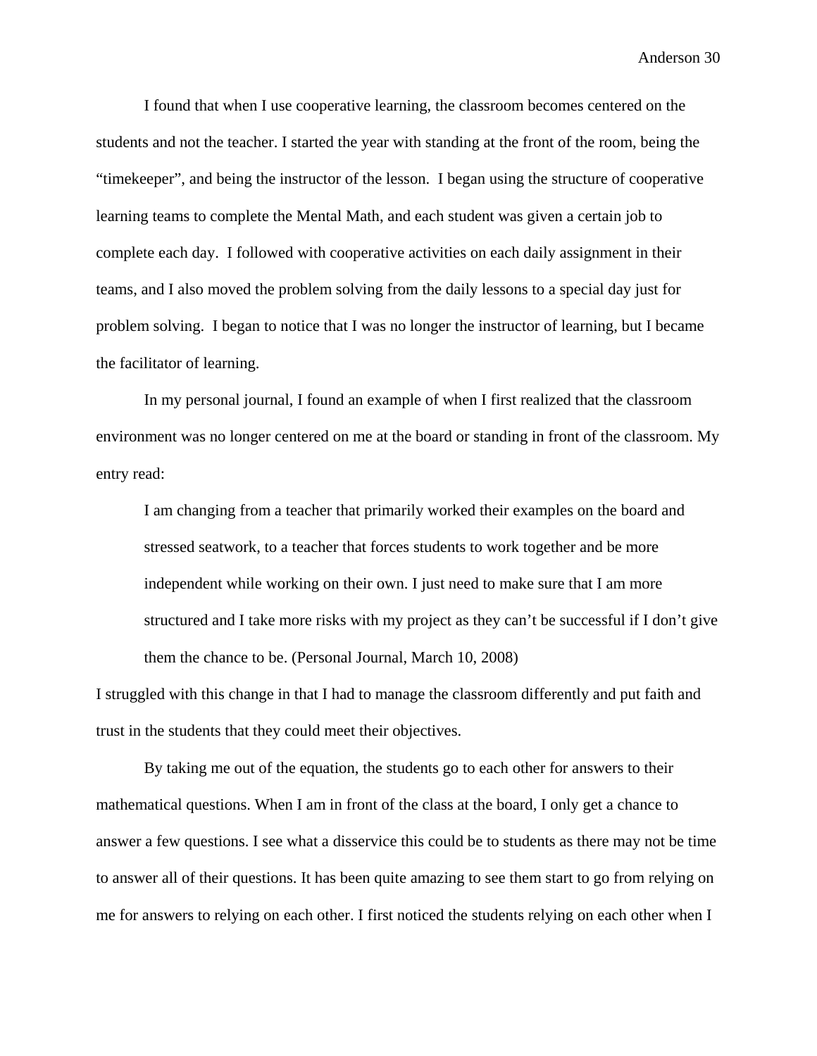I found that when I use cooperative learning, the classroom becomes centered on the students and not the teacher. I started the year with standing at the front of the room, being the "timekeeper", and being the instructor of the lesson.  I began using the structure of cooperative learning teams to complete the Mental Math, and each student was given a certain job to complete each day.  I followed with cooperative activities on each daily assignment in their teams, and I also moved the problem solving from the daily lessons to a special day just for problem solving.  I began to notice that I was no longer the instructor of learning, but I became the facilitator of learning.

In my personal journal, I found an example of when I first realized that the classroom environment was no longer centered on me at the board or standing in front of the classroom. My entry read:

> I am changing from a teacher that primarily worked their examples on the board and stressed seatwork, to a teacher that forces students to work together and be more independent while working on their own. I just need to make sure that I am more structured and I take more risks with my project as they can't be successful if I don't give them the chance to be. (Personal Journal, March 10, 2008)

I struggled with this change in that I had to manage the classroom differently and put faith and trust in the students that they could meet their objectives.

By taking me out of the equation, the students go to each other for answers to their mathematical questions. When I am in front of the class at the board, I only get a chance to answer a few questions. I see what a disservice this could be to students as there may not be time to answer all of their questions. It has been quite amazing to see them start to go from relying on me for answers to relying on each other. I first noticed the students relying on each other when I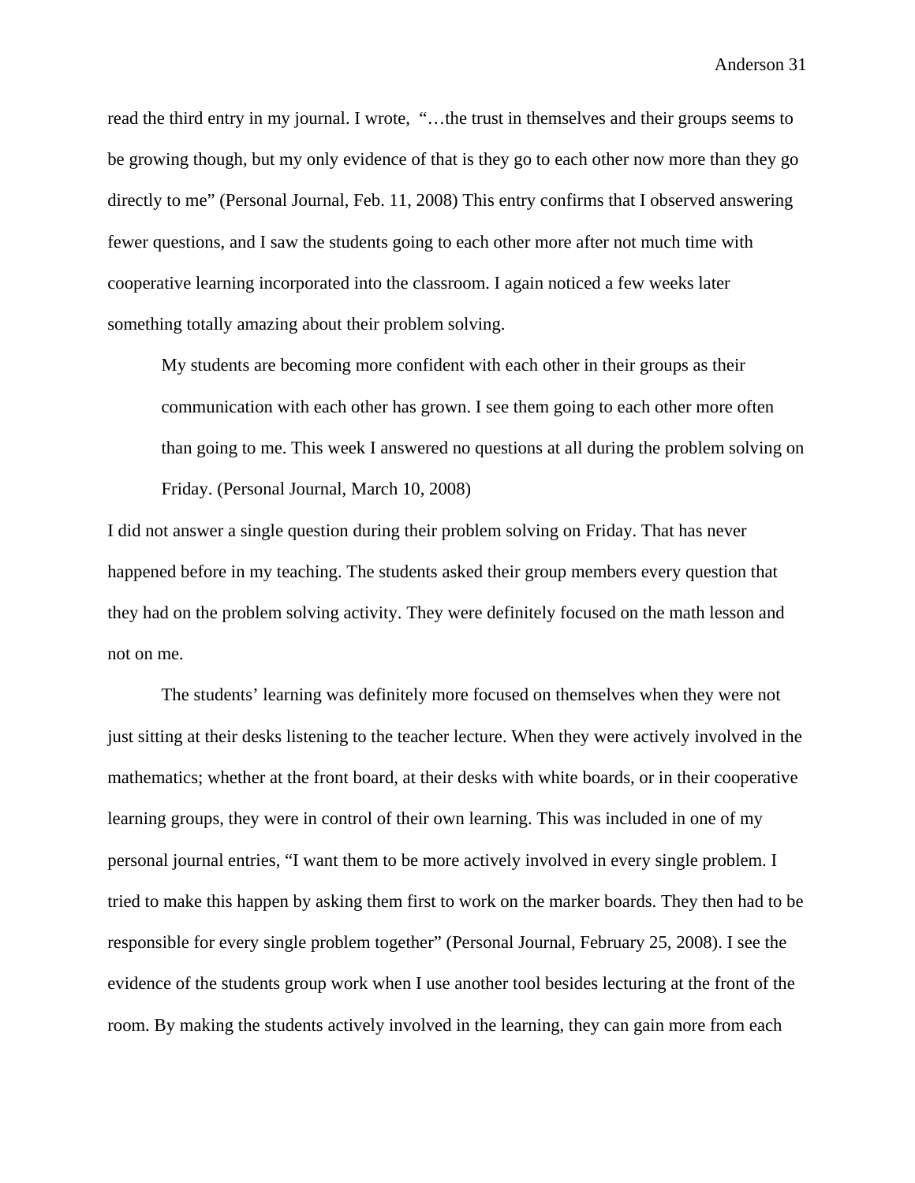read the third entry in my journal. I wrote, "…the trust in themselves and their groups seems to be growing though, but my only evidence of that is they go to each other now more than they go directly to me" (Personal Journal, Feb. 11, 2008) This entry confirms that I observed answering fewer questions, and I saw the students going to each other more after not much time with cooperative learning incorporated into the classroom. I again noticed a few weeks later something totally amazing about their problem solving.

> My students are becoming more confident with each other in their groups as their communication with each other has grown. I see them going to each other more often than going to me. This week I answered no questions at all during the problem solving on Friday. (Personal Journal, March 10, 2008)

I did not answer a single question during their problem solving on Friday. That has never happened before in my teaching. The students asked their group members every question that they had on the problem solving activity. They were definitely focused on the math lesson and not on me.

The students' learning was definitely more focused on themselves when they were not just sitting at their desks listening to the teacher lecture. When they were actively involved in the mathematics; whether at the front board, at their desks with white boards, or in their cooperative learning groups, they were in control of their own learning. This was included in one of my personal journal entries, "I want them to be more actively involved in every single problem. I tried to make this happen by asking them first to work on the marker boards. They then had to be responsible for every single problem together" (Personal Journal, February 25, 2008). I see the evidence of the students group work when I use another tool besides lecturing at the front of the room. By making the students actively involved in the learning, they can gain more from each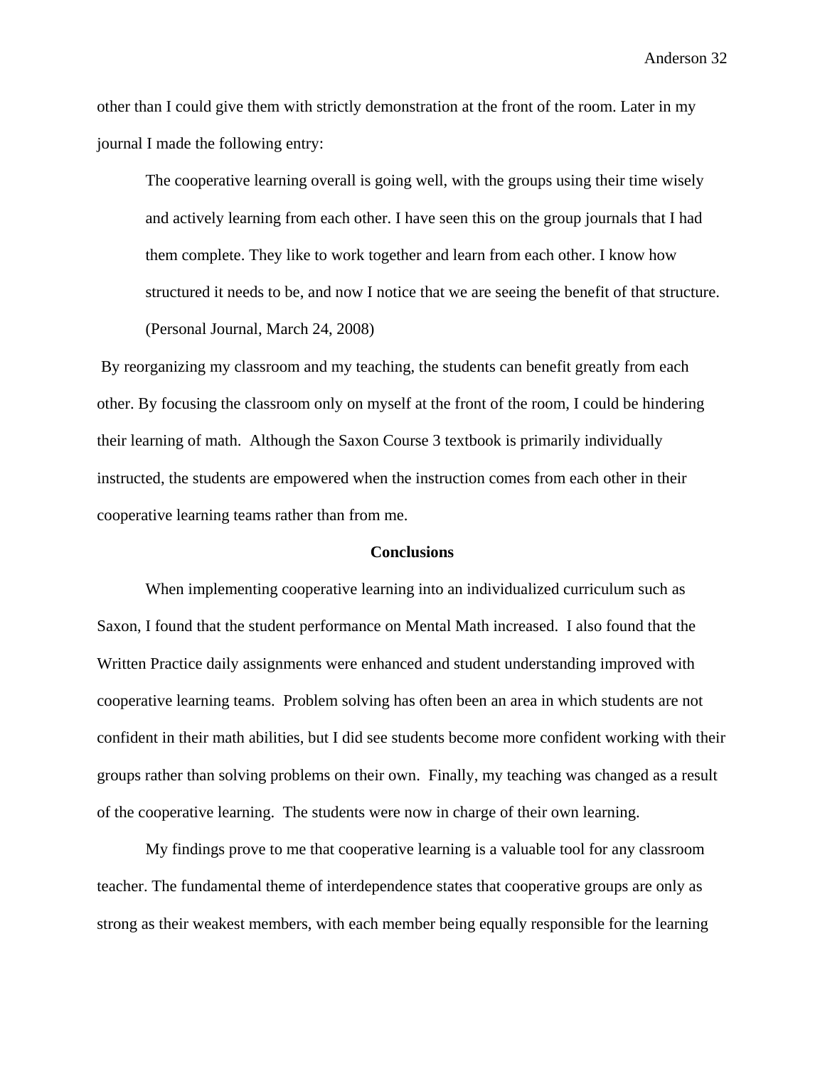other than I could give them with strictly demonstration at the front of the room. Later in my journal I made the following entry:

> The cooperative learning overall is going well, with the groups using their time wisely and actively learning from each other. I have seen this on the group journals that I had them complete. They like to work together and learn from each other. I know how structured it needs to be, and now I notice that we are seeing the benefit of that structure. (Personal Journal, March 24, 2008)

By reorganizing my classroom and my teaching, the students can benefit greatly from each other. By focusing the classroom only on myself at the front of the room, I could be hindering their learning of math. Although the Saxon Course 3 textbook is primarily individually instructed, the students are empowered when the instruction comes from each other in their cooperative learning teams rather than from me.

## Conclusions

When implementing cooperative learning into an individualized curriculum such as Saxon, I found that the student performance on Mental Math increased. I also found that the Written Practice daily assignments were enhanced and student understanding improved with cooperative learning teams. Problem solving has often been an area in which students are not confident in their math abilities, but I did see students become more confident working with their groups rather than solving problems on their own. Finally, my teaching was changed as a result of the cooperative learning. The students were now in charge of their own learning.

My findings prove to me that cooperative learning is a valuable tool for any classroom teacher. The fundamental theme of interdependence states that cooperative groups are only as strong as their weakest members, with each member being equally responsible for the learning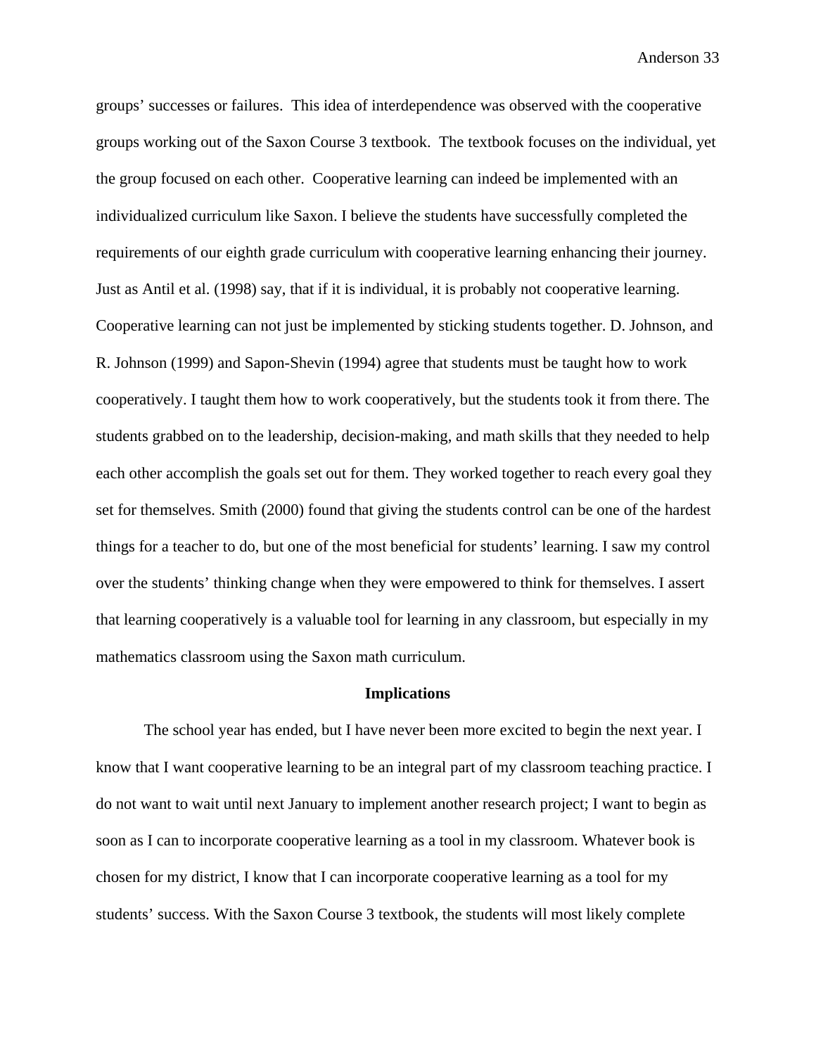groups' successes or failures. This idea of interdependence was observed with the cooperative groups working out of the Saxon Course 3 textbook. The textbook focuses on the individual, yet the group focused on each other. Cooperative learning can indeed be implemented with an individualized curriculum like Saxon. I believe the students have successfully completed the requirements of our eighth grade curriculum with cooperative learning enhancing their journey. Just as Antil et al. (1998) say, that if it is individual, it is probably not cooperative learning. Cooperative learning can not just be implemented by sticking students together. D. Johnson, and R. Johnson (1999) and Sapon-Shevin (1994) agree that students must be taught how to work cooperatively. I taught them how to work cooperatively, but the students took it from there. The students grabbed on to the leadership, decision-making, and math skills that they needed to help each other accomplish the goals set out for them. They worked together to reach every goal they set for themselves. Smith (2000) found that giving the students control can be one of the hardest things for a teacher to do, but one of the most beneficial for students' learning. I saw my control over the students' thinking change when they were empowered to think for themselves. I assert that learning cooperatively is a valuable tool for learning in any classroom, but especially in my mathematics classroom using the Saxon math curriculum.

## Implications

The school year has ended, but I have never been more excited to begin the next year. I know that I want cooperative learning to be an integral part of my classroom teaching practice. I do not want to wait until next January to implement another research project; I want to begin as soon as I can to incorporate cooperative learning as a tool in my classroom. Whatever book is chosen for my district, I know that I can incorporate cooperative learning as a tool for my students' success. With the Saxon Course 3 textbook, the students will most likely complete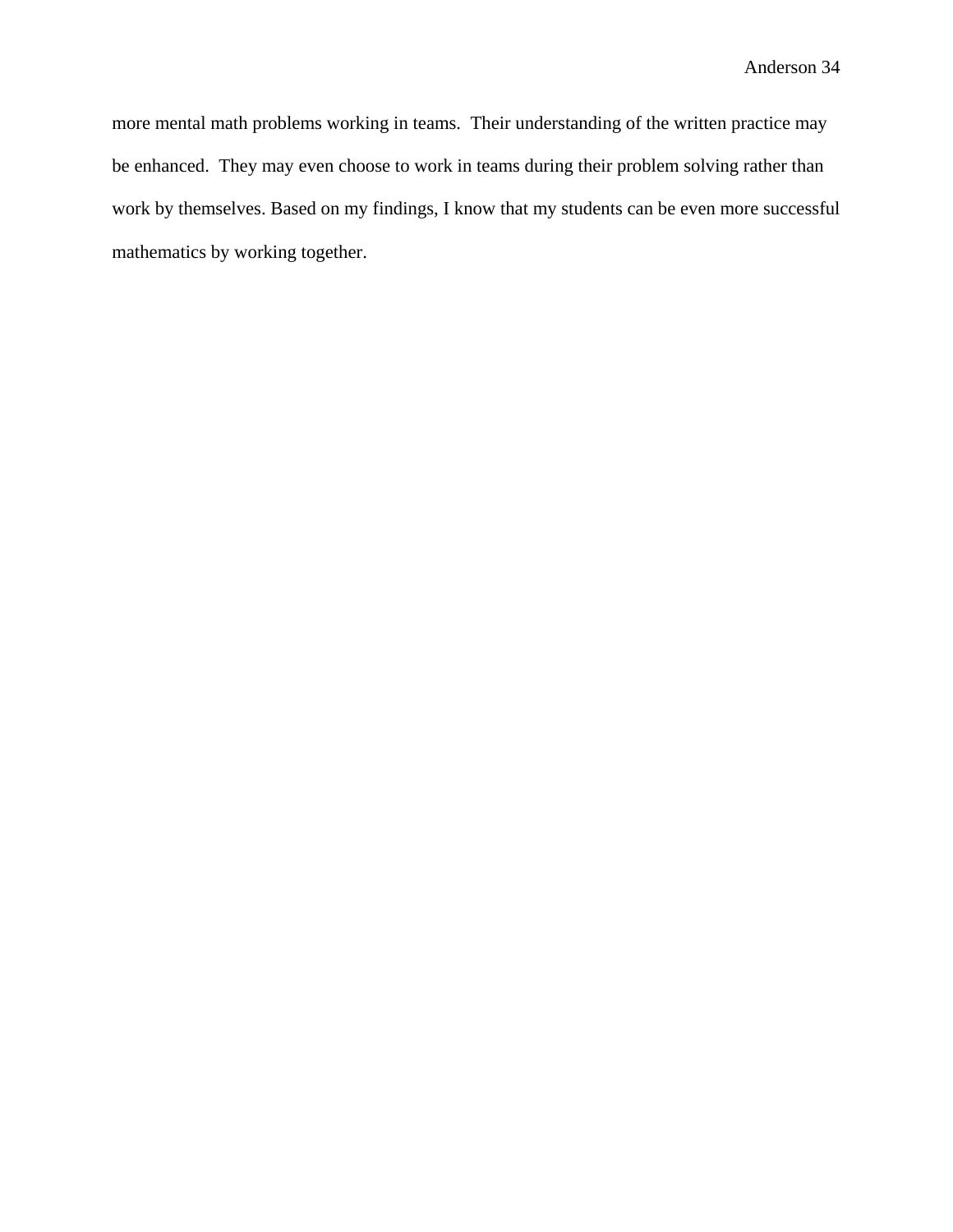more mental math problems working in teams. Their understanding of the written practice may be enhanced. They may even choose to work in teams during their problem solving rather than work by themselves. Based on my findings, I know that my students can be even more successful mathematics by working together.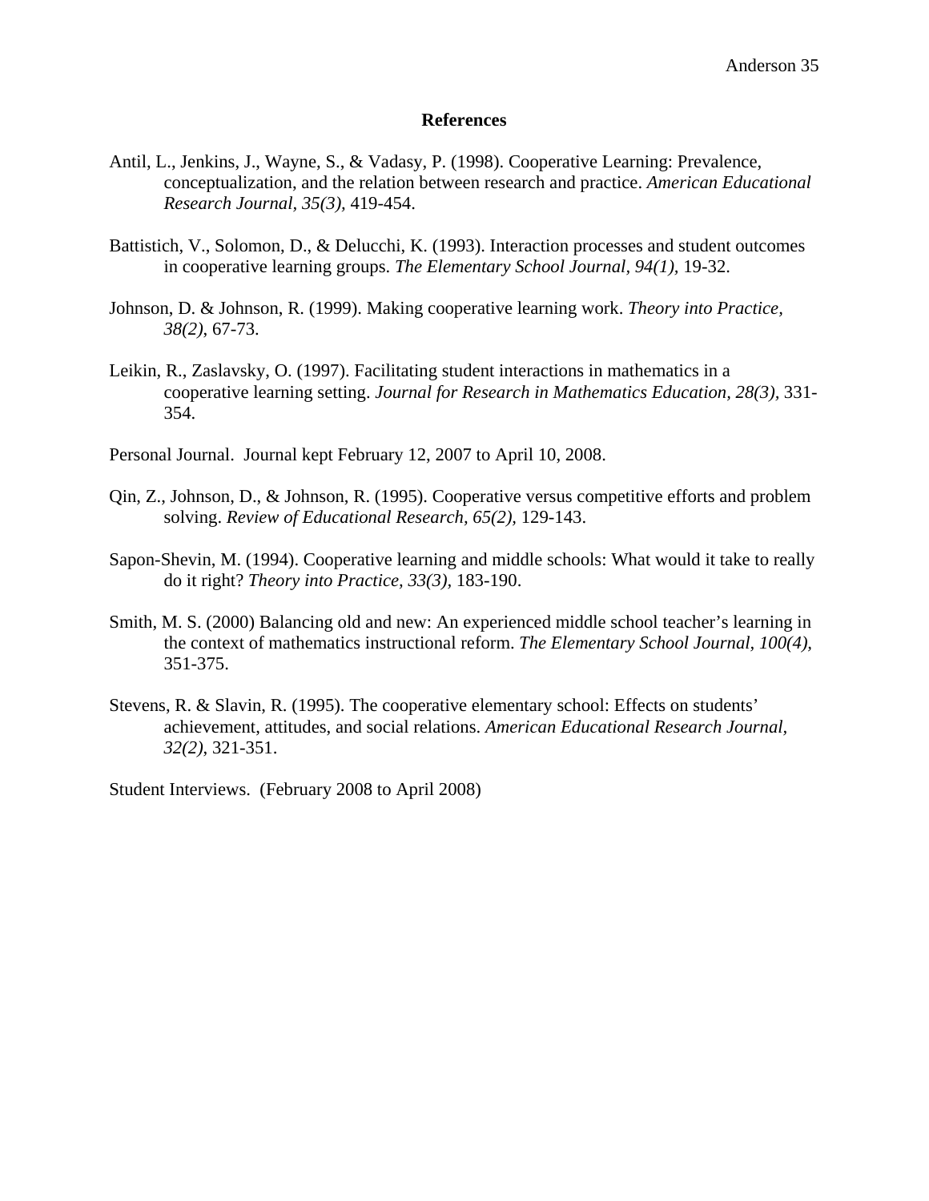# References

Antil, L., Jenkins, J., Wayne, S., & Vadasy, P. (1998). Cooperative Learning: Prevalence, conceptualization, and the relation between research and practice. *American Educational Research Journal*, *35(3)*, 419-454.

Battistich, V., Solomon, D., & Delucchi, K. (1993). Interaction processes and student outcomes in cooperative learning groups. *The Elementary School Journal*, *94(1),* 19-32.

Johnson, D. & Johnson, R. (1999). Making cooperative learning work. *Theory into Practice, 38(2)*, 67-73.

Leikin, R., Zaslavsky, O. (1997). Facilitating student interactions in mathematics in a cooperative learning setting. *Journal for Research in Mathematics Education, 28(3),* 331-354.

Personal Journal. Journal kept February 12, 2007 to April 10, 2008.

Qin, Z., Johnson, D., & Johnson, R. (1995). Cooperative versus competitive efforts and problem solving. *Review of Educational Research, 65(2),* 129-143.

Sapon-Shevin, M. (1994). Cooperative learning and middle schools: What would it take to really do it right? *Theory into Practice, 33(3),* 183-190.

Smith, M. S. (2000) Balancing old and new: An experienced middle school teacher's learning in the context of mathematics instructional reform. *The Elementary School Journal, 100(4),* 351-375.

Stevens, R. & Slavin, R. (1995). The cooperative elementary school: Effects on students' achievement, attitudes, and social relations. *American Educational Research Journal, 32(2)*, 321-351.

Student Interviews. (February 2008 to April 2008)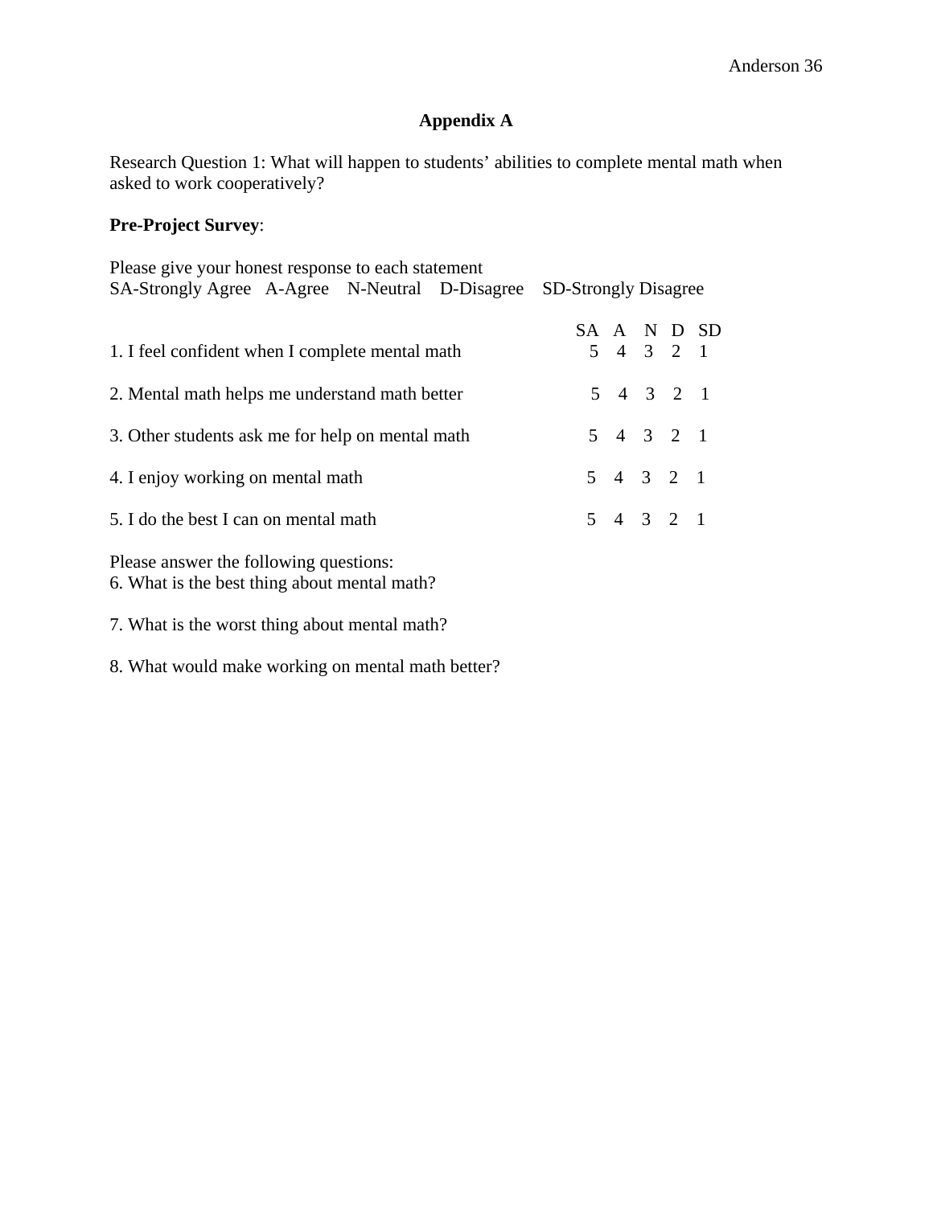## Appendix A

Research Question 1: What will happen to students' abilities to complete mental math when asked to work cooperatively?

**Pre-Project Survey**:

Please give your honest response to each statement
SA-Strongly Agree A-Agree N-Neutral D-Disagree SD-Strongly Disagree

| | SA | A | N | D | SD |
|---|---|---|---|---|---|
| 1. I feel confident when I complete mental math | 5 | 4 | 3 | 2 | 1 |
| 2. Mental math helps me understand math better | 5 | 4 | 3 | 2 | 1 |
| 3. Other students ask me for help on mental math | 5 | 4 | 3 | 2 | 1 |
| 4. I enjoy working on mental math | 5 | 4 | 3 | 2 | 1 |
| 5. I do the best I can on mental math | 5 | 4 | 3 | 2 | 1 |

Please answer the following questions:

6. What is the best thing about mental math?

7. What is the worst thing about mental math?

8. What would make working on mental math better?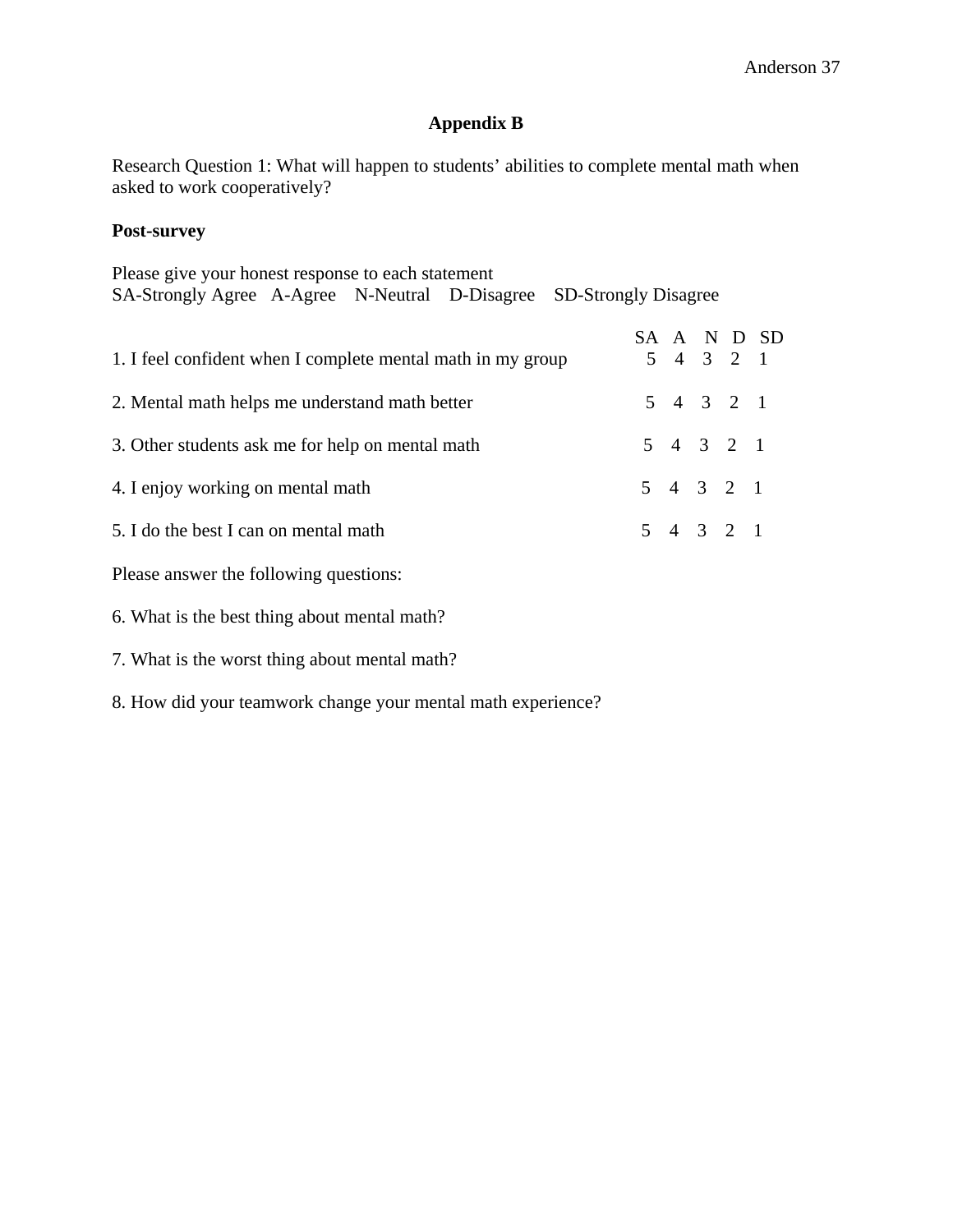## Appendix B

Research Question 1: What will happen to students' abilities to complete mental math when asked to work cooperatively?

**Post-survey**

Please give your honest response to each statement
SA-Strongly Agree   A-Agree   N-Neutral   D-Disagree   SD-Strongly Disagree

| | SA | A | N | D | SD |
|---|---|---|---|---|---|
| 1. I feel confident when I complete mental math in my group | 5 | 4 | 3 | 2 | 1 |
| 2. Mental math helps me understand math better | 5 | 4 | 3 | 2 | 1 |
| 3. Other students ask me for help on mental math | 5 | 4 | 3 | 2 | 1 |
| 4. I enjoy working on mental math | 5 | 4 | 3 | 2 | 1 |
| 5. I do the best I can on mental math | 5 | 4 | 3 | 2 | 1 |

Please answer the following questions:

6. What is the best thing about mental math?

7. What is the worst thing about mental math?

8. How did your teamwork change your mental math experience?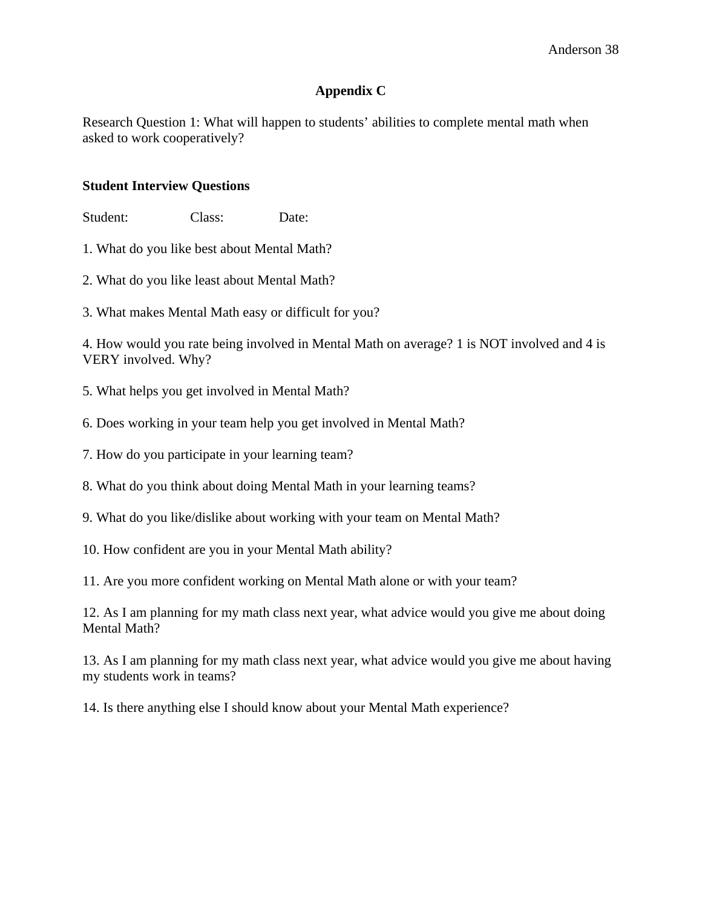## Appendix C

Research Question 1: What will happen to students' abilities to complete mental math when asked to work cooperatively?

**Student Interview Questions**

Student: Class: Date:

1. What do you like best about Mental Math?

2. What do you like least about Mental Math?

3. What makes Mental Math easy or difficult for you?

4. How would you rate being involved in Mental Math on average? 1 is NOT involved and 4 is VERY involved. Why?

5. What helps you get involved in Mental Math?

6. Does working in your team help you get involved in Mental Math?

7. How do you participate in your learning team?

8. What do you think about doing Mental Math in your learning teams?

9. What do you like/dislike about working with your team on Mental Math?

10. How confident are you in your Mental Math ability?

11. Are you more confident working on Mental Math alone or with your team?

12. As I am planning for my math class next year, what advice would you give me about doing Mental Math?

13. As I am planning for my math class next year, what advice would you give me about having my students work in teams?

14. Is there anything else I should know about your Mental Math experience?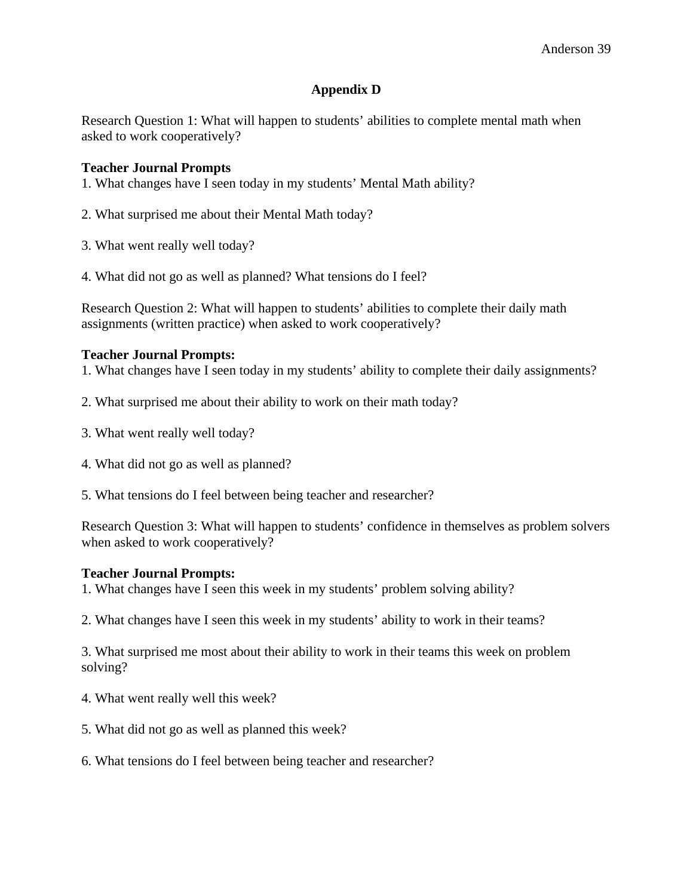## Appendix D

Research Question 1: What will happen to students' abilities to complete mental math when asked to work cooperatively?

**Teacher Journal Prompts**

1. What changes have I seen today in my students' Mental Math ability?

2. What surprised me about their Mental Math today?

3. What went really well today?

4. What did not go as well as planned? What tensions do I feel?

Research Question 2: What will happen to students' abilities to complete their daily math assignments (written practice) when asked to work cooperatively?

**Teacher Journal Prompts:**

1. What changes have I seen today in my students' ability to complete their daily assignments?

2. What surprised me about their ability to work on their math today?

3. What went really well today?

4. What did not go as well as planned?

5. What tensions do I feel between being teacher and researcher?

Research Question 3: What will happen to students' confidence in themselves as problem solvers when asked to work cooperatively?

**Teacher Journal Prompts:**

1. What changes have I seen this week in my students' problem solving ability?

2. What changes have I seen this week in my students' ability to work in their teams?

3. What surprised me most about their ability to work in their teams this week on problem solving?

4. What went really well this week?

5. What did not go as well as planned this week?

6. What tensions do I feel between being teacher and researcher?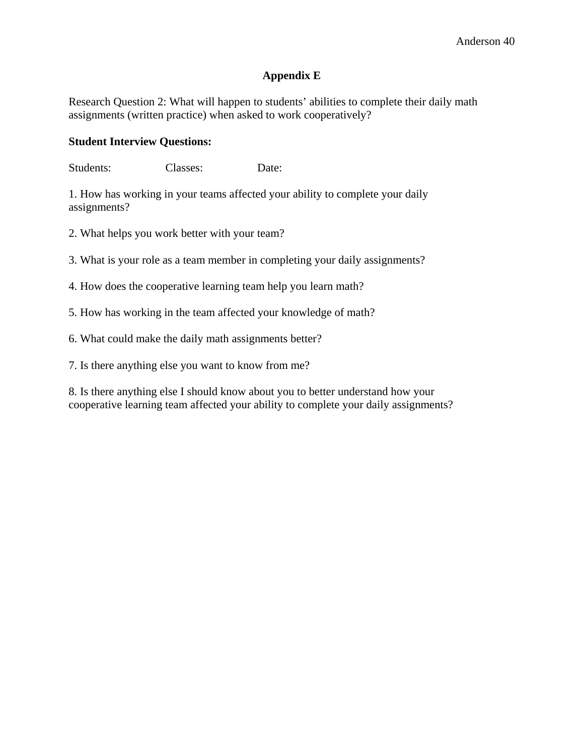## Appendix E

Research Question 2: What will happen to students' abilities to complete their daily math assignments (written practice) when asked to work cooperatively?

**Student Interview Questions:**

Students: Classes: Date:

1. How has working in your teams affected your ability to complete your daily assignments?

2. What helps you work better with your team?

3. What is your role as a team member in completing your daily assignments?

4. How does the cooperative learning team help you learn math?

5. How has working in the team affected your knowledge of math?

6. What could make the daily math assignments better?

7. Is there anything else you want to know from me?

8. Is there anything else I should know about you to better understand how your cooperative learning team affected your ability to complete your daily assignments?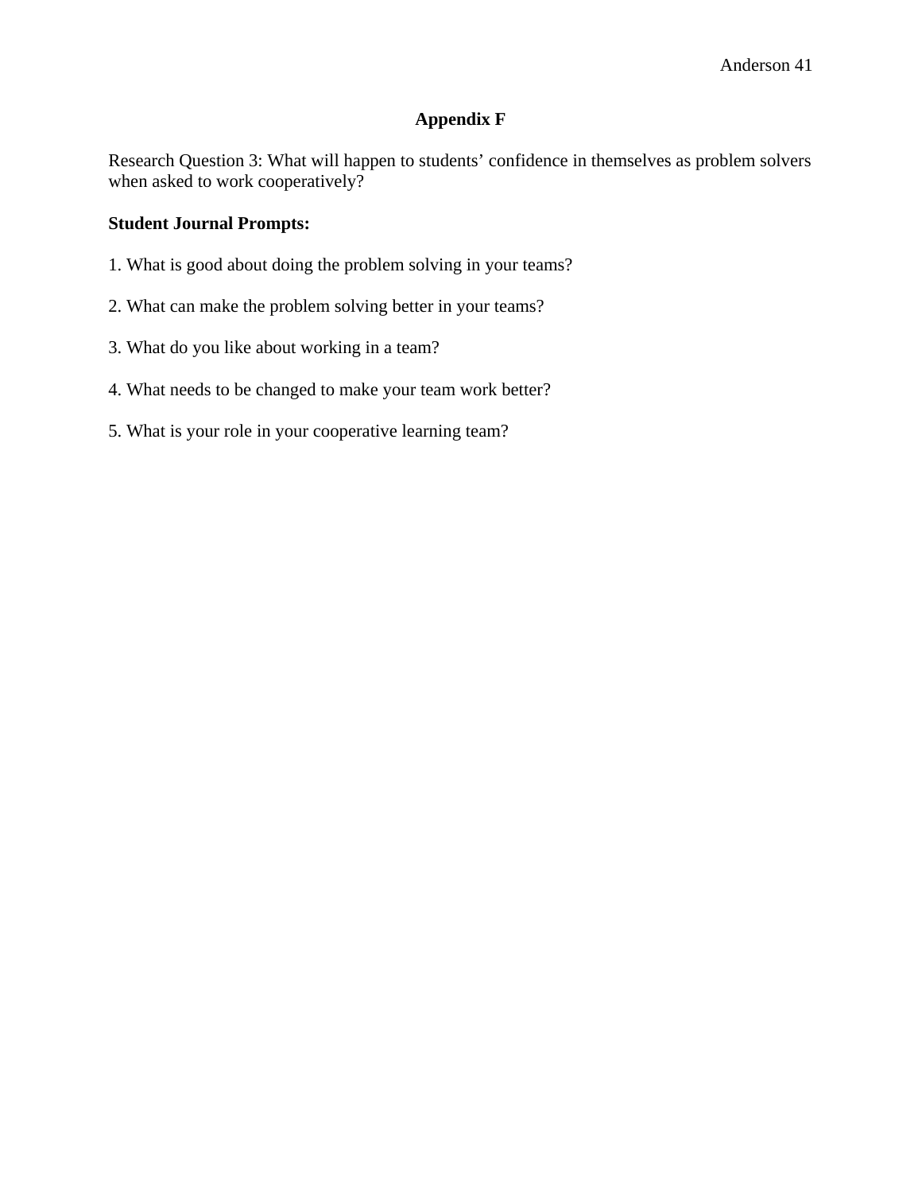# Appendix F

Research Question 3: What will happen to students' confidence in themselves as problem solvers when asked to work cooperatively?

**Student Journal Prompts:**

1. What is good about doing the problem solving in your teams?

2. What can make the problem solving better in your teams?

3. What do you like about working in a team?

4. What needs to be changed to make your team work better?

5. What is your role in your cooperative learning team?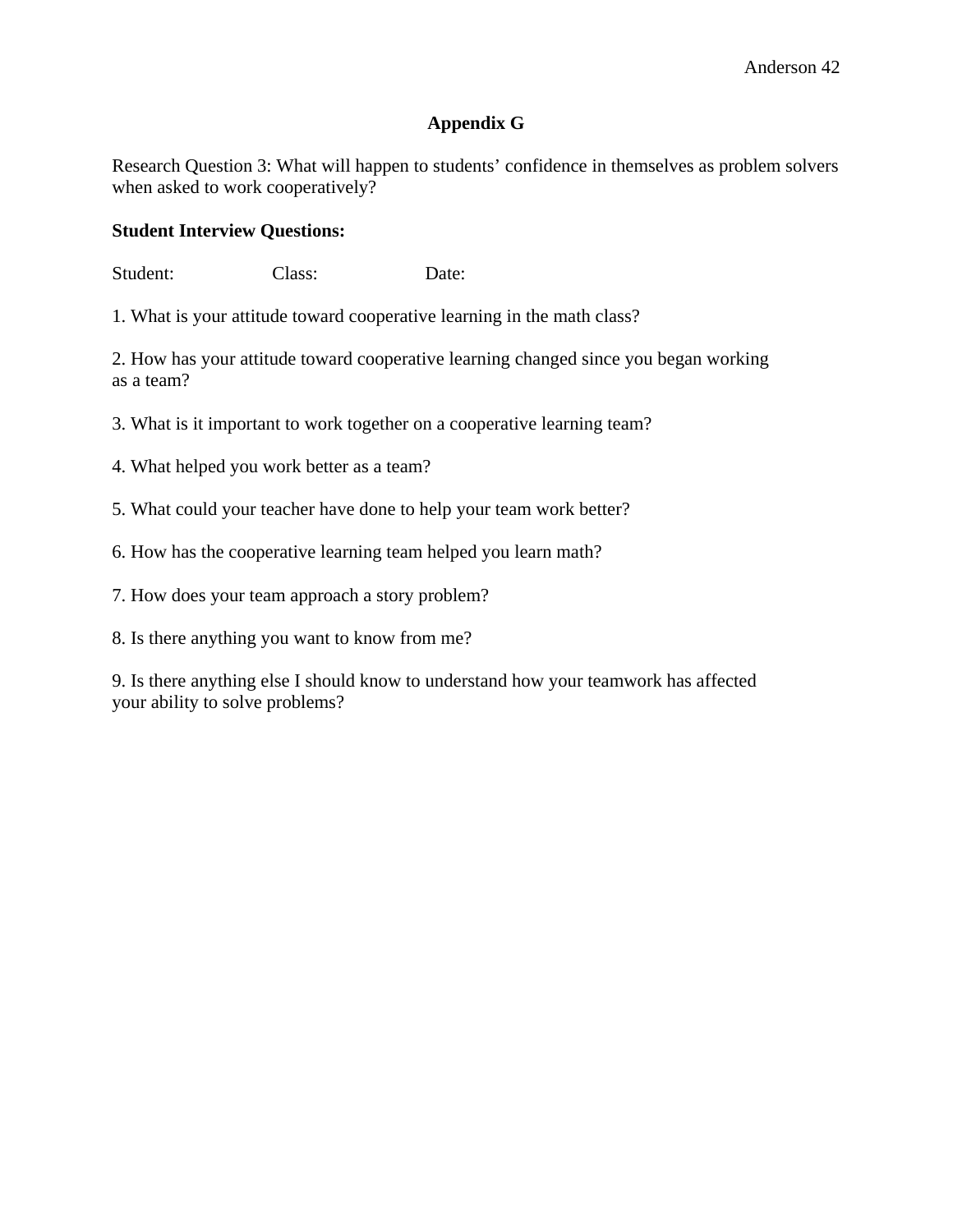## Appendix G

Research Question 3: What will happen to students' confidence in themselves as problem solvers when asked to work cooperatively?

**Student Interview Questions:**

Student: Class: Date:

1. What is your attitude toward cooperative learning in the math class?

2. How has your attitude toward cooperative learning changed since you began working as a team?

3. What is it important to work together on a cooperative learning team?

4. What helped you work better as a team?

5. What could your teacher have done to help your team work better?

6. How has the cooperative learning team helped you learn math?

7. How does your team approach a story problem?

8. Is there anything you want to know from me?

9. Is there anything else I should know to understand how your teamwork has affected your ability to solve problems?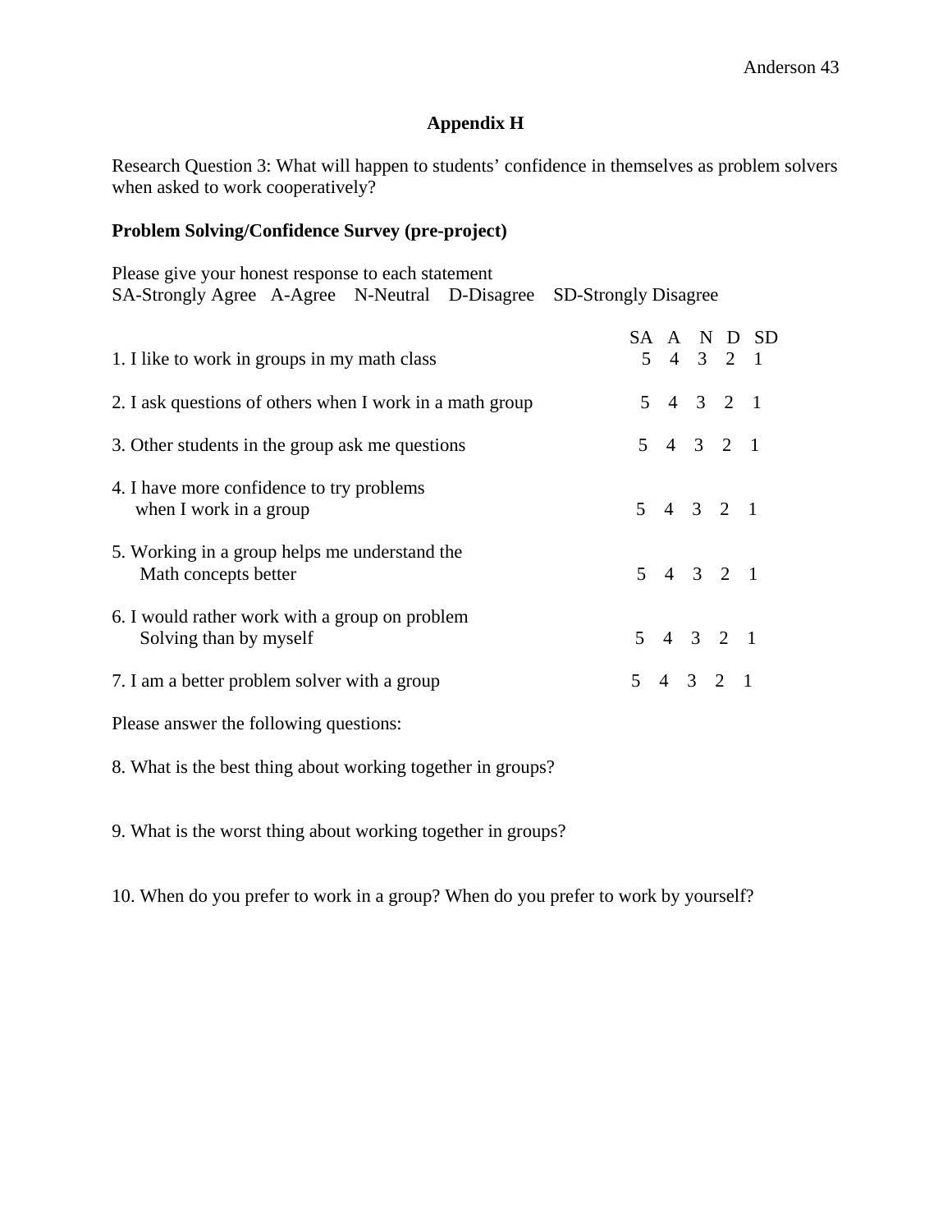## Appendix H

Research Question 3: What will happen to students' confidence in themselves as problem solvers when asked to work cooperatively?

**Problem Solving/Confidence Survey (pre-project)**

Please give your honest response to each statement
SA-Strongly Agree A-Agree N-Neutral D-Disagree SD-Strongly Disagree

| | SA | A | N | D | SD |
|---|---|---|---|---|---|
| 1. I like to work in groups in my math class | 5 | 4 | 3 | 2 | 1 |
| 2. I ask questions of others when I work in a math group | 5 | 4 | 3 | 2 | 1 |
| 3. Other students in the group ask me questions | 5 | 4 | 3 | 2 | 1 |
| 4. I have more confidence to try problems when I work in a group | 5 | 4 | 3 | 2 | 1 |
| 5. Working in a group helps me understand the Math concepts better | 5 | 4 | 3 | 2 | 1 |
| 6. I would rather work with a group on problem Solving than by myself | 5 | 4 | 3 | 2 | 1 |
| 7. I am a better problem solver with a group | 5 | 4 | 3 | 2 | 1 |

Please answer the following questions:

8. What is the best thing about working together in groups?

9. What is the worst thing about working together in groups?

10. When do you prefer to work in a group? When do you prefer to work by yourself?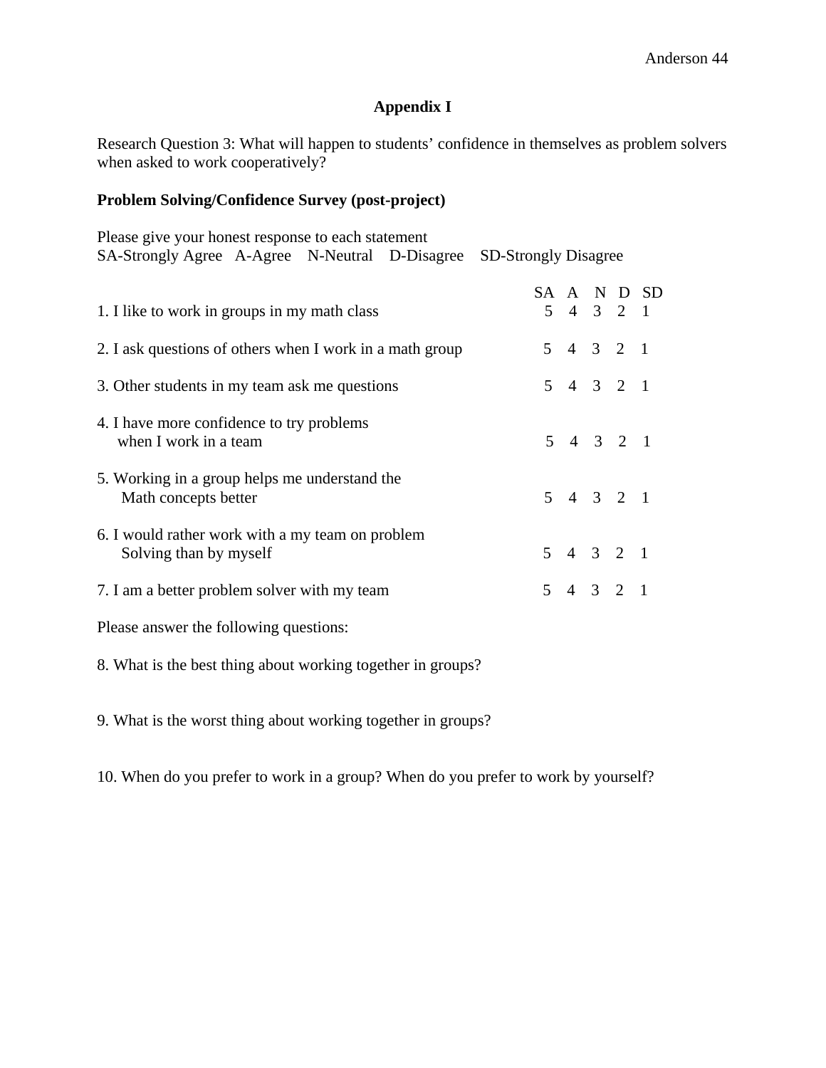## Appendix I

Research Question 3: What will happen to students' confidence in themselves as problem solvers when asked to work cooperatively?

**Problem Solving/Confidence Survey (post-project)**

Please give your honest response to each statement
SA-Strongly Agree A-Agree N-Neutral D-Disagree SD-Strongly Disagree

| | SA | A | N | D | SD |
|---|---|---|---|---|---|
| 1. I like to work in groups in my math class | 5 | 4 | 3 | 2 | 1 |
| 2. I ask questions of others when I work in a math group | 5 | 4 | 3 | 2 | 1 |
| 3. Other students in my team ask me questions | 5 | 4 | 3 | 2 | 1 |
| 4. I have more confidence to try problems when I work in a team | 5 | 4 | 3 | 2 | 1 |
| 5. Working in a group helps me understand the Math concepts better | 5 | 4 | 3 | 2 | 1 |
| 6. I would rather work with a my team on problem Solving than by myself | 5 | 4 | 3 | 2 | 1 |
| 7. I am a better problem solver with my team | 5 | 4 | 3 | 2 | 1 |

Please answer the following questions:

8. What is the best thing about working together in groups?

9. What is the worst thing about working together in groups?

10. When do you prefer to work in a group? When do you prefer to work by yourself?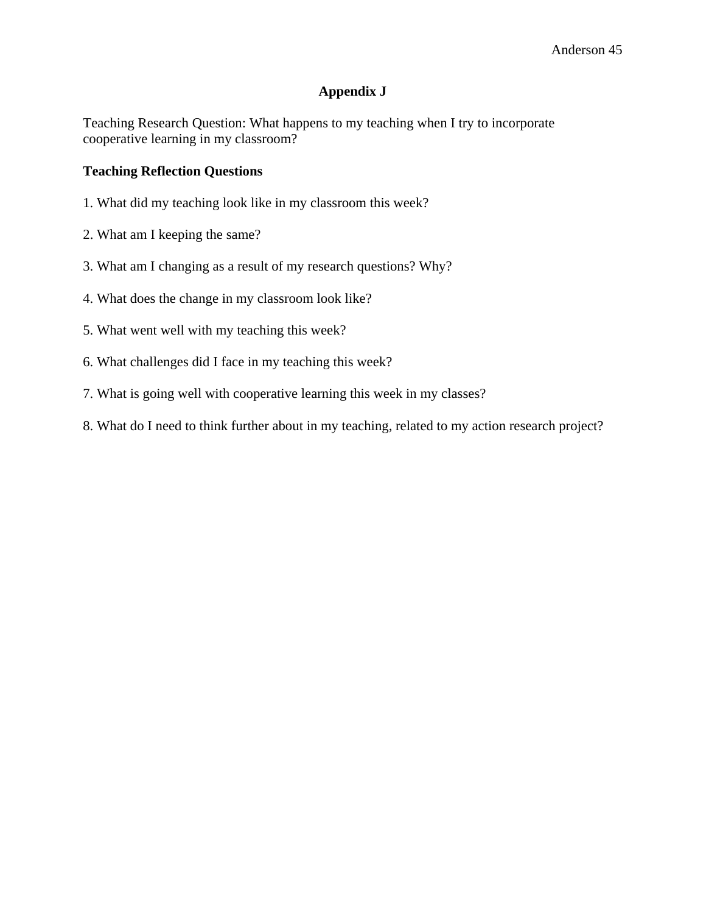## Appendix J

Teaching Research Question: What happens to my teaching when I try to incorporate cooperative learning in my classroom?

**Teaching Reflection Questions**

1. What did my teaching look like in my classroom this week?

2. What am I keeping the same?

3. What am I changing as a result of my research questions? Why?

4. What does the change in my classroom look like?

5. What went well with my teaching this week?

6. What challenges did I face in my teaching this week?

7. What is going well with cooperative learning this week in my classes?

8. What do I need to think further about in my teaching, related to my action research project?